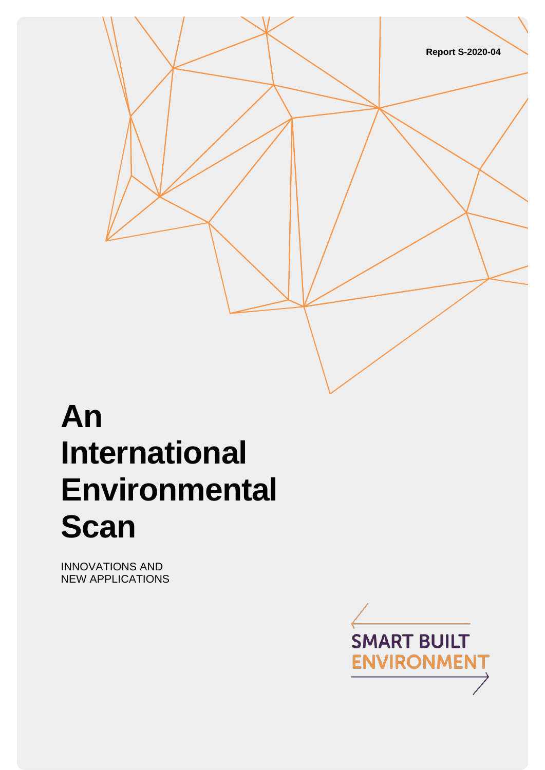Report S-2020-04

# An International Environmental Scan

INNOVATIONS AND
NEW APPLICATIONS

SMART BUILT
ENVIRONMENT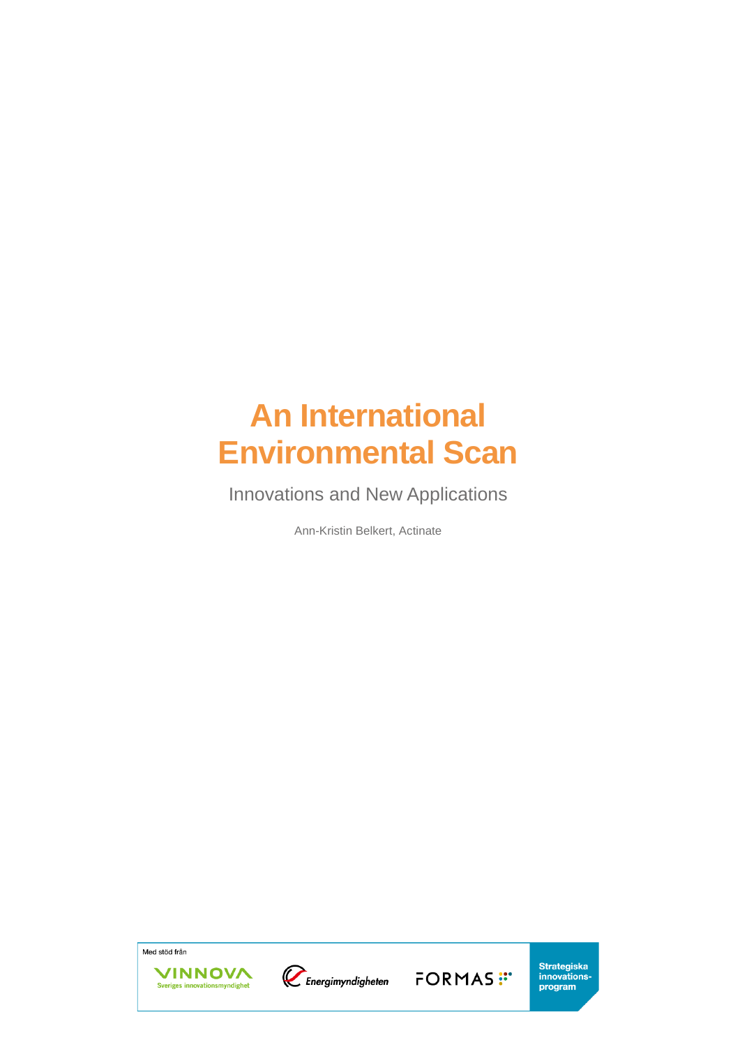# An International Environmental Scan

Innovations and New Applications

Ann-Kristin Belkert, Actinate

Med stöd från

VINNOVA
Sveriges innovationsmyndighet

Energimyndigheten

FORMAS

Strategiska innovations-program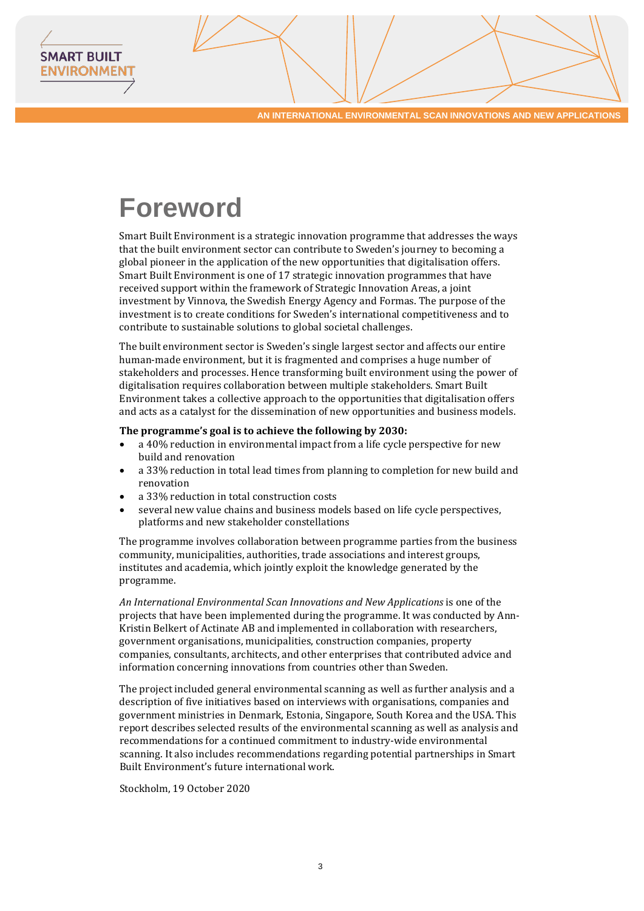# Foreword

Smart Built Environment is a strategic innovation programme that addresses the ways that the built environment sector can contribute to Sweden's journey to becoming a global pioneer in the application of the new opportunities that digitalisation offers. Smart Built Environment is one of 17 strategic innovation programmes that have received support within the framework of Strategic Innovation Areas, a joint investment by Vinnova, the Swedish Energy Agency and Formas. The purpose of the investment is to create conditions for Sweden's international competitiveness and to contribute to sustainable solutions to global societal challenges.

The built environment sector is Sweden's single largest sector and affects our entire human-made environment, but it is fragmented and comprises a huge number of stakeholders and processes. Hence transforming built environment using the power of digitalisation requires collaboration between multiple stakeholders. Smart Built Environment takes a collective approach to the opportunities that digitalisation offers and acts as a catalyst for the dissemination of new opportunities and business models.

**The programme's goal is to achieve the following by 2030:**

- a 40% reduction in environmental impact from a life cycle perspective for new build and renovation
- a 33% reduction in total lead times from planning to completion for new build and renovation
- a 33% reduction in total construction costs
- several new value chains and business models based on life cycle perspectives, platforms and new stakeholder constellations

The programme involves collaboration between programme parties from the business community, municipalities, authorities, trade associations and interest groups, institutes and academia, which jointly exploit the knowledge generated by the programme.

*An International Environmental Scan Innovations and New Applications* is one of the projects that have been implemented during the programme. It was conducted by Ann-Kristin Belkert of Actinate AB and implemented in collaboration with researchers, government organisations, municipalities, construction companies, property companies, consultants, architects, and other enterprises that contributed advice and information concerning innovations from countries other than Sweden.

The project included general environmental scanning as well as further analysis and a description of five initiatives based on interviews with organisations, companies and government ministries in Denmark, Estonia, Singapore, South Korea and the USA. This report describes selected results of the environmental scanning as well as analysis and recommendations for a continued commitment to industry-wide environmental scanning. It also includes recommendations regarding potential partnerships in Smart Built Environment's future international work.

Stockholm, 19 October 2020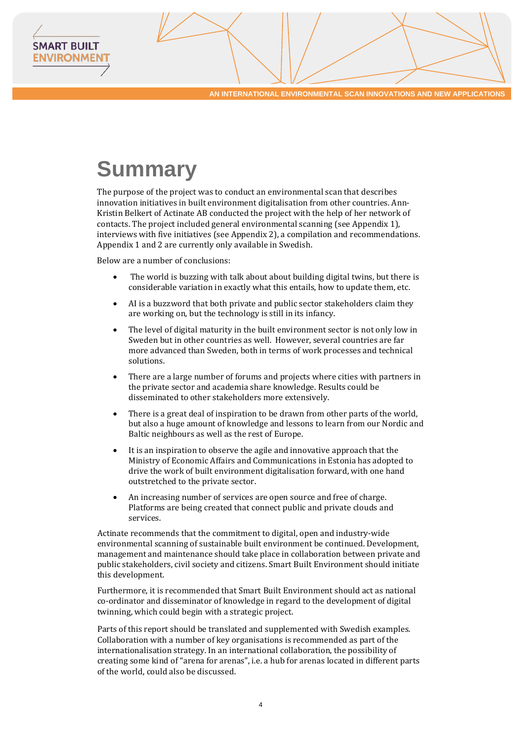# Summary

The purpose of the project was to conduct an environmental scan that describes innovation initiatives in built environment digitalisation from other countries. Ann-Kristin Belkert of Actinate AB conducted the project with the help of her network of contacts. The project included general environmental scanning (see Appendix 1), interviews with five initiatives (see Appendix 2), a compilation and recommendations. Appendix 1 and 2 are currently only available in Swedish.

Below are a number of conclusions:

- The world is buzzing with talk about about building digital twins, but there is considerable variation in exactly what this entails, how to update them, etc.
- AI is a buzzword that both private and public sector stakeholders claim they are working on, but the technology is still in its infancy.
- The level of digital maturity in the built environment sector is not only low in Sweden but in other countries as well. However, several countries are far more advanced than Sweden, both in terms of work processes and technical solutions.
- There are a large number of forums and projects where cities with partners in the private sector and academia share knowledge. Results could be disseminated to other stakeholders more extensively.
- There is a great deal of inspiration to be drawn from other parts of the world, but also a huge amount of knowledge and lessons to learn from our Nordic and Baltic neighbours as well as the rest of Europe.
- It is an inspiration to observe the agile and innovative approach that the Ministry of Economic Affairs and Communications in Estonia has adopted to drive the work of built environment digitalisation forward, with one hand outstretched to the private sector.
- An increasing number of services are open source and free of charge. Platforms are being created that connect public and private clouds and services.

Actinate recommends that the commitment to digital, open and industry-wide environmental scanning of sustainable built environment be continued. Development, management and maintenance should take place in collaboration between private and public stakeholders, civil society and citizens. Smart Built Environment should initiate this development.

Furthermore, it is recommended that Smart Built Environment should act as national co-ordinator and disseminator of knowledge in regard to the development of digital twinning, which could begin with a strategic project.

Parts of this report should be translated and supplemented with Swedish examples. Collaboration with a number of key organisations is recommended as part of the internationalisation strategy. In an international collaboration, the possibility of creating some kind of "arena for arenas", i.e. a hub for arenas located in different parts of the world, could also be discussed.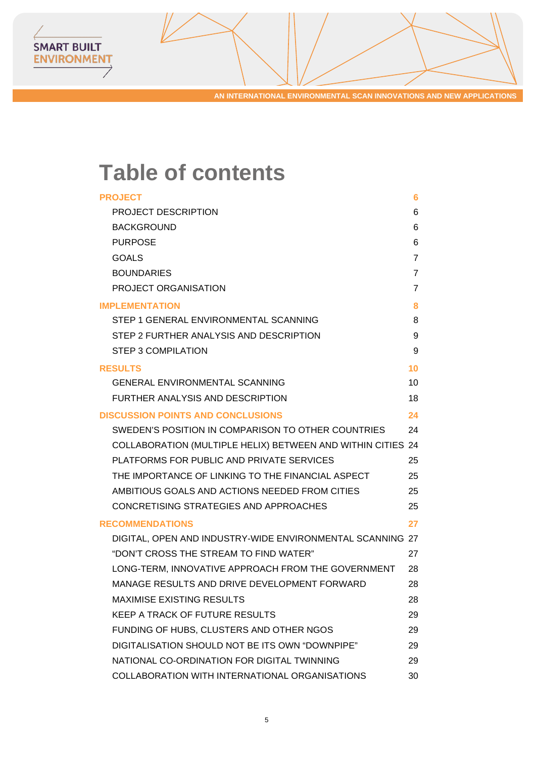# Table of contents

**PROJECT** 6

- PROJECT DESCRIPTION 6
- BACKGROUND 6
- PURPOSE 6
- GOALS 7
- BOUNDARIES 7
- PROJECT ORGANISATION 7

**IMPLEMENTATION** 8

- STEP 1 GENERAL ENVIRONMENTAL SCANNING 8
- STEP 2 FURTHER ANALYSIS AND DESCRIPTION 9
- STEP 3 COMPILATION 9

**RESULTS** 10

- GENERAL ENVIRONMENTAL SCANNING 10
- FURTHER ANALYSIS AND DESCRIPTION 18

**DISCUSSION POINTS AND CONCLUSIONS** 24

- SWEDEN'S POSITION IN COMPARISON TO OTHER COUNTRIES 24
- COLLABORATION (MULTIPLE HELIX) BETWEEN AND WITHIN CITIES 24
- PLATFORMS FOR PUBLIC AND PRIVATE SERVICES 25
- THE IMPORTANCE OF LINKING TO THE FINANCIAL ASPECT 25
- AMBITIOUS GOALS AND ACTIONS NEEDED FROM CITIES 25
- CONCRETISING STRATEGIES AND APPROACHES 25

**RECOMMENDATIONS** 27

- DIGITAL, OPEN AND INDUSTRY-WIDE ENVIRONMENTAL SCANNING 27
- "DON'T CROSS THE STREAM TO FIND WATER" 27
- LONG-TERM, INNOVATIVE APPROACH FROM THE GOVERNMENT 28
- MANAGE RESULTS AND DRIVE DEVELOPMENT FORWARD 28
- MAXIMISE EXISTING RESULTS 28
- KEEP A TRACK OF FUTURE RESULTS 29
- FUNDING OF HUBS, CLUSTERS AND OTHER NGOS 29
- DIGITALISATION SHOULD NOT BE ITS OWN "DOWNPIPE" 29
- NATIONAL CO-ORDINATION FOR DIGITAL TWINNING 29
- COLLABORATION WITH INTERNATIONAL ORGANISATIONS 30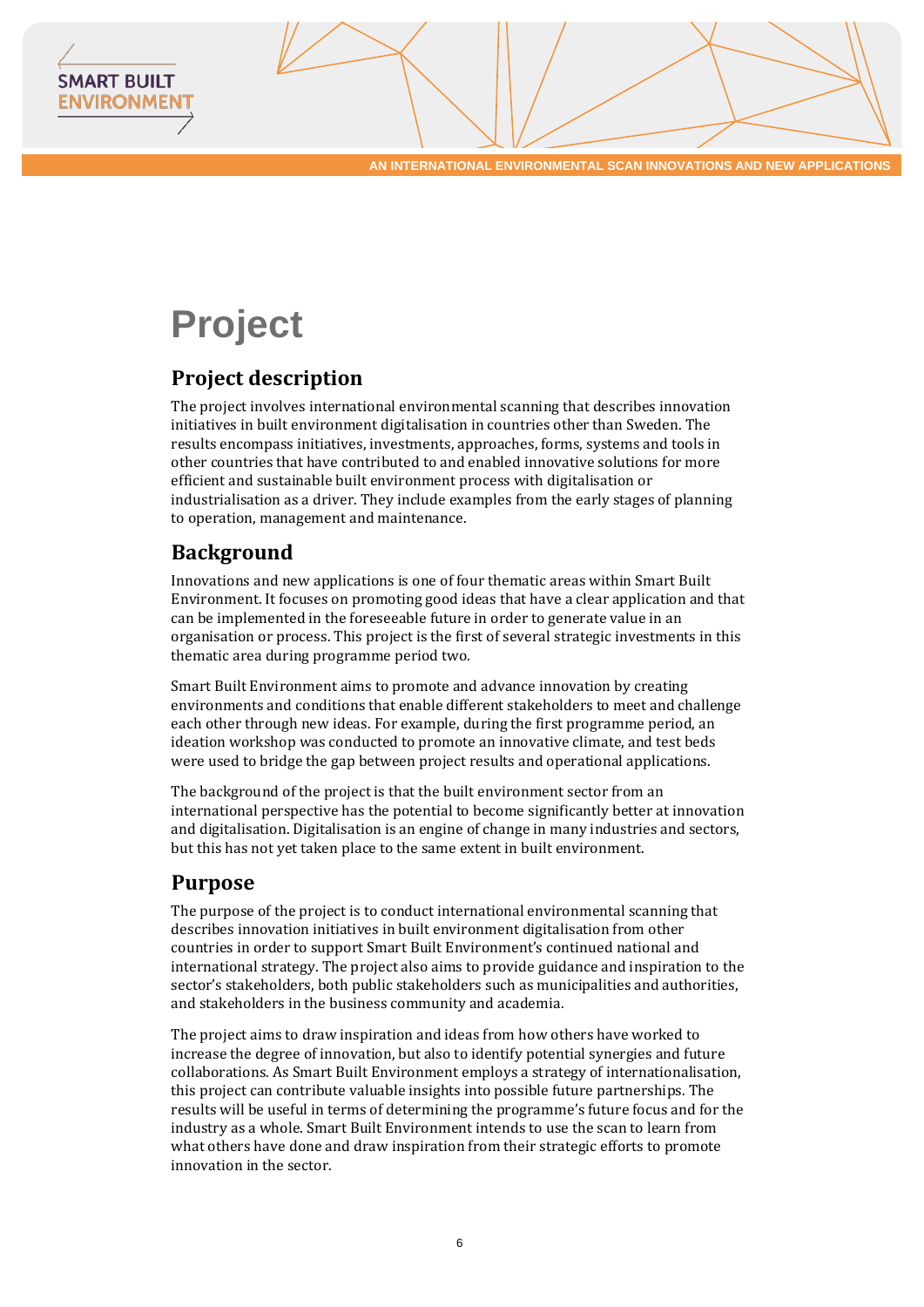# Project

## Project description

The project involves international environmental scanning that describes innovation initiatives in built environment digitalisation in countries other than Sweden. The results encompass initiatives, investments, approaches, forms, systems and tools in other countries that have contributed to and enabled innovative solutions for more efficient and sustainable built environment process with digitalisation or industrialisation as a driver. They include examples from the early stages of planning to operation, management and maintenance.

## Background

Innovations and new applications is one of four thematic areas within Smart Built Environment. It focuses on promoting good ideas that have a clear application and that can be implemented in the foreseeable future in order to generate value in an organisation or process. This project is the first of several strategic investments in this thematic area during programme period two.

Smart Built Environment aims to promote and advance innovation by creating environments and conditions that enable different stakeholders to meet and challenge each other through new ideas. For example, during the first programme period, an ideation workshop was conducted to promote an innovative climate, and test beds were used to bridge the gap between project results and operational applications.

The background of the project is that the built environment sector from an international perspective has the potential to become significantly better at innovation and digitalisation. Digitalisation is an engine of change in many industries and sectors, but this has not yet taken place to the same extent in built environment.

## Purpose

The purpose of the project is to conduct international environmental scanning that describes innovation initiatives in built environment digitalisation from other countries in order to support Smart Built Environment's continued national and international strategy. The project also aims to provide guidance and inspiration to the sector's stakeholders, both public stakeholders such as municipalities and authorities, and stakeholders in the business community and academia.

The project aims to draw inspiration and ideas from how others have worked to increase the degree of innovation, but also to identify potential synergies and future collaborations. As Smart Built Environment employs a strategy of internationalisation, this project can contribute valuable insights into possible future partnerships. The results will be useful in terms of determining the programme's future focus and for the industry as a whole. Smart Built Environment intends to use the scan to learn from what others have done and draw inspiration from their strategic efforts to promote innovation in the sector.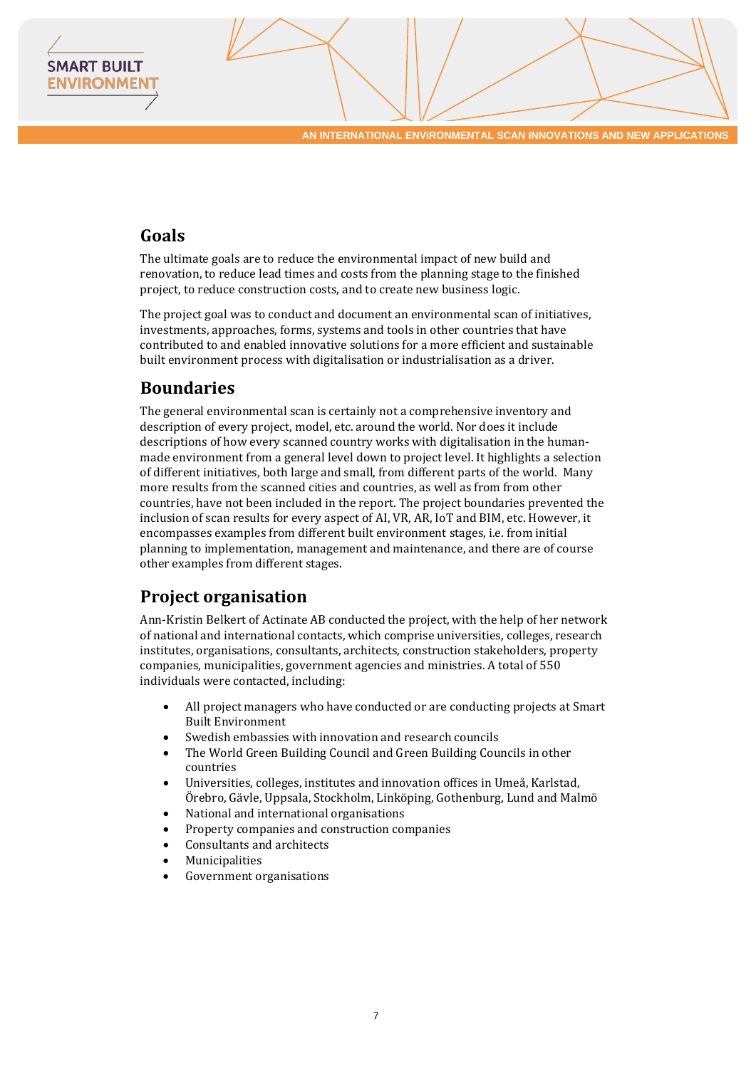## Goals

The ultimate goals are to reduce the environmental impact of new build and renovation, to reduce lead times and costs from the planning stage to the finished project, to reduce construction costs, and to create new business logic.

The project goal was to conduct and document an environmental scan of initiatives, investments, approaches, forms, systems and tools in other countries that have contributed to and enabled innovative solutions for a more efficient and sustainable built environment process with digitalisation or industrialisation as a driver.

## Boundaries

The general environmental scan is certainly not a comprehensive inventory and description of every project, model, etc. around the world. Nor does it include descriptions of how every scanned country works with digitalisation in the human-made environment from a general level down to project level. It highlights a selection of different initiatives, both large and small, from different parts of the world. Many more results from the scanned cities and countries, as well as from from other countries, have not been included in the report. The project boundaries prevented the inclusion of scan results for every aspect of AI, VR, AR, IoT and BIM, etc. However, it encompasses examples from different built environment stages, i.e. from initial planning to implementation, management and maintenance, and there are of course other examples from different stages.

## Project organisation

Ann-Kristin Belkert of Actinate AB conducted the project, with the help of her network of national and international contacts, which comprise universities, colleges, research institutes, organisations, consultants, architects, construction stakeholders, property companies, municipalities, government agencies and ministries. A total of 550 individuals were contacted, including:

- All project managers who have conducted or are conducting projects at Smart Built Environment
- Swedish embassies with innovation and research councils
- The World Green Building Council and Green Building Councils in other countries
- Universities, colleges, institutes and innovation offices in Umeå, Karlstad, Örebro, Gävle, Uppsala, Stockholm, Linköping, Gothenburg, Lund and Malmö
- National and international organisations
- Property companies and construction companies
- Consultants and architects
- Municipalities
- Government organisations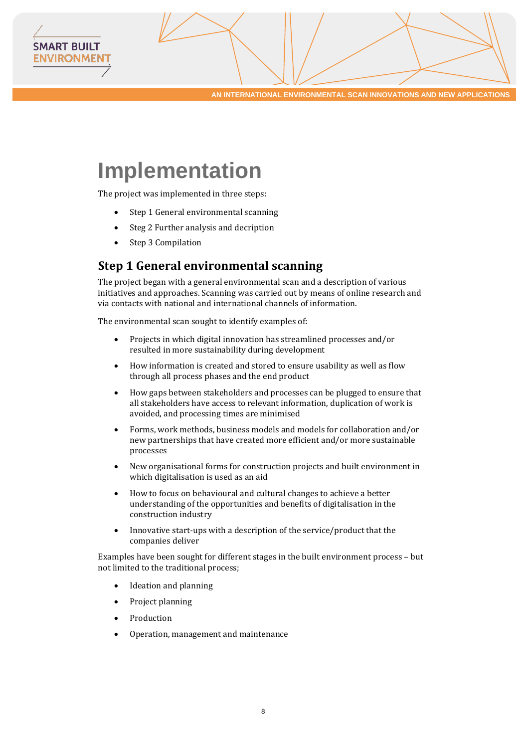# Implementation

The project was implemented in three steps:

- Step 1 General environmental scanning
- Steg 2 Further analysis and decription
- Step 3 Compilation

## Step 1 General environmental scanning

The project began with a general environmental scan and a description of various initiatives and approaches. Scanning was carried out by means of online research and via contacts with national and international channels of information.

The environmental scan sought to identify examples of:

- Projects in which digital innovation has streamlined processes and/or resulted in more sustainability during development
- How information is created and stored to ensure usability as well as flow through all process phases and the end product
- How gaps between stakeholders and processes can be plugged to ensure that all stakeholders have access to relevant information, duplication of work is avoided, and processing times are minimised
- Forms, work methods, business models and models for collaboration and/or new partnerships that have created more efficient and/or more sustainable processes
- New organisational forms for construction projects and built environment in which digitalisation is used as an aid
- How to focus on behavioural and cultural changes to achieve a better understanding of the opportunities and benefits of digitalisation in the construction industry
- Innovative start-ups with a description of the service/product that the companies deliver

Examples have been sought for different stages in the built environment process – but not limited to the traditional process;

- Ideation and planning
- Project planning
- Production
- Operation, management and maintenance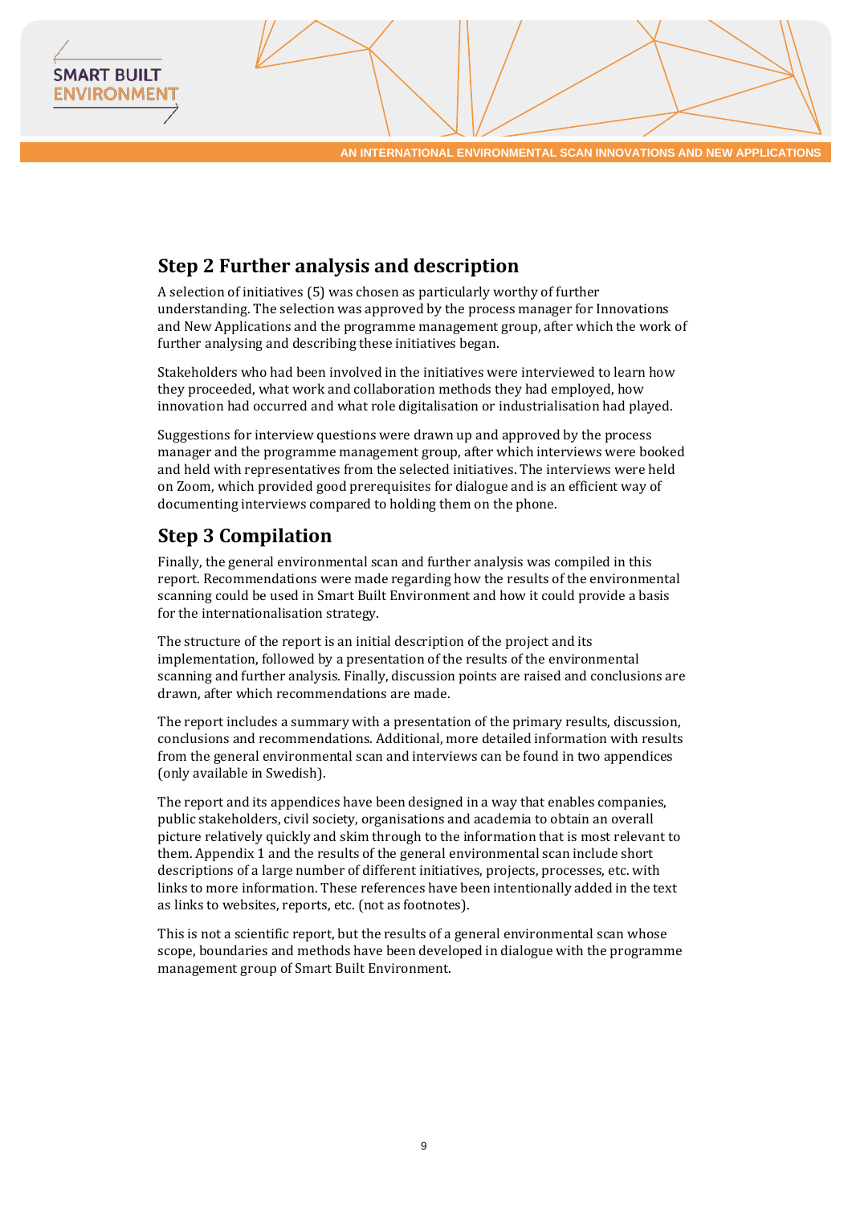## Step 2 Further analysis and description

A selection of initiatives (5) was chosen as particularly worthy of further understanding. The selection was approved by the process manager for Innovations and New Applications and the programme management group, after which the work of further analysing and describing these initiatives began.

Stakeholders who had been involved in the initiatives were interviewed to learn how they proceeded, what work and collaboration methods they had employed, how innovation had occurred and what role digitalisation or industrialisation had played.

Suggestions for interview questions were drawn up and approved by the process manager and the programme management group, after which interviews were booked and held with representatives from the selected initiatives. The interviews were held on Zoom, which provided good prerequisites for dialogue and is an efficient way of documenting interviews compared to holding them on the phone.

## Step 3 Compilation

Finally, the general environmental scan and further analysis was compiled in this report. Recommendations were made regarding how the results of the environmental scanning could be used in Smart Built Environment and how it could provide a basis for the internationalisation strategy.

The structure of the report is an initial description of the project and its implementation, followed by a presentation of the results of the environmental scanning and further analysis. Finally, discussion points are raised and conclusions are drawn, after which recommendations are made.

The report includes a summary with a presentation of the primary results, discussion, conclusions and recommendations. Additional, more detailed information with results from the general environmental scan and interviews can be found in two appendices (only available in Swedish).

The report and its appendices have been designed in a way that enables companies, public stakeholders, civil society, organisations and academia to obtain an overall picture relatively quickly and skim through to the information that is most relevant to them. Appendix 1 and the results of the general environmental scan include short descriptions of a large number of different initiatives, projects, processes, etc. with links to more information. These references have been intentionally added in the text as links to websites, reports, etc. (not as footnotes).

This is not a scientific report, but the results of a general environmental scan whose scope, boundaries and methods have been developed in dialogue with the programme management group of Smart Built Environment.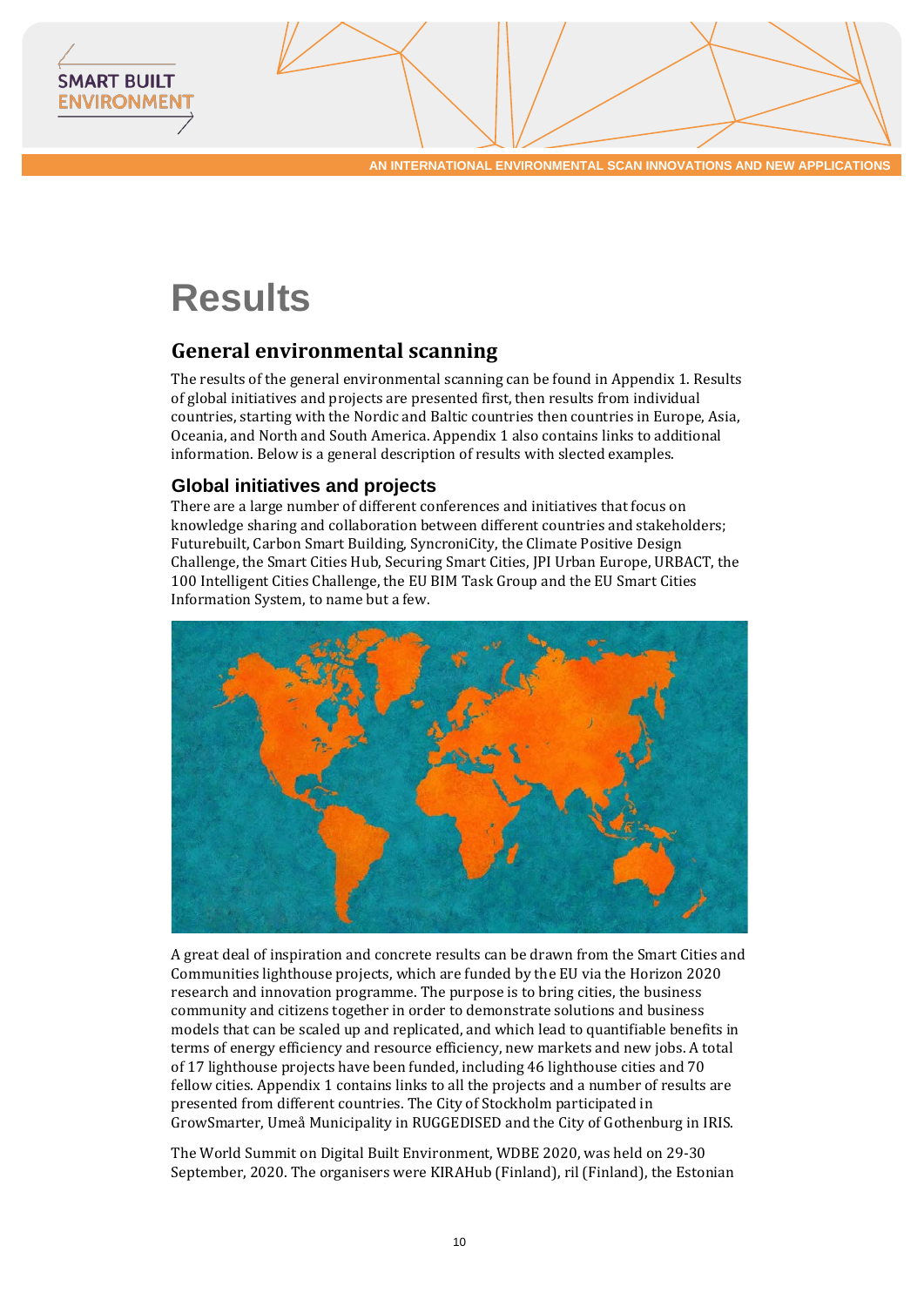# Results

## General environmental scanning

The results of the general environmental scanning can be found in Appendix 1. Results of global initiatives and projects are presented first, then results from individual countries, starting with the Nordic and Baltic countries then countries in Europe, Asia, Oceania, and North and South America. Appendix 1 also contains links to additional information. Below is a general description of results with slected examples.

### Global initiatives and projects

There are a large number of different conferences and initiatives that focus on knowledge sharing and collaboration between different countries and stakeholders; Futurebuilt, Carbon Smart Building, SyncroniCity, the Climate Positive Design Challenge, the Smart Cities Hub, Securing Smart Cities, JPI Urban Europe, URBACT, the 100 Intelligent Cities Challenge, the EU BIM Task Group and the EU Smart Cities Information System, to name but a few.

A great deal of inspiration and concrete results can be drawn from the Smart Cities and Communities lighthouse projects, which are funded by the EU via the Horizon 2020 research and innovation programme. The purpose is to bring cities, the business community and citizens together in order to demonstrate solutions and business models that can be scaled up and replicated, and which lead to quantifiable benefits in terms of energy efficiency and resource efficiency, new markets and new jobs. A total of 17 lighthouse projects have been funded, including 46 lighthouse cities and 70 fellow cities. Appendix 1 contains links to all the projects and a number of results are presented from different countries. The City of Stockholm participated in GrowSmarter, Umeå Municipality in RUGGEDISED and the City of Gothenburg in IRIS.

The World Summit on Digital Built Environment, WDBE 2020, was held on 29-30 September, 2020. The organisers were KIRAHub (Finland), ril (Finland), the Estonian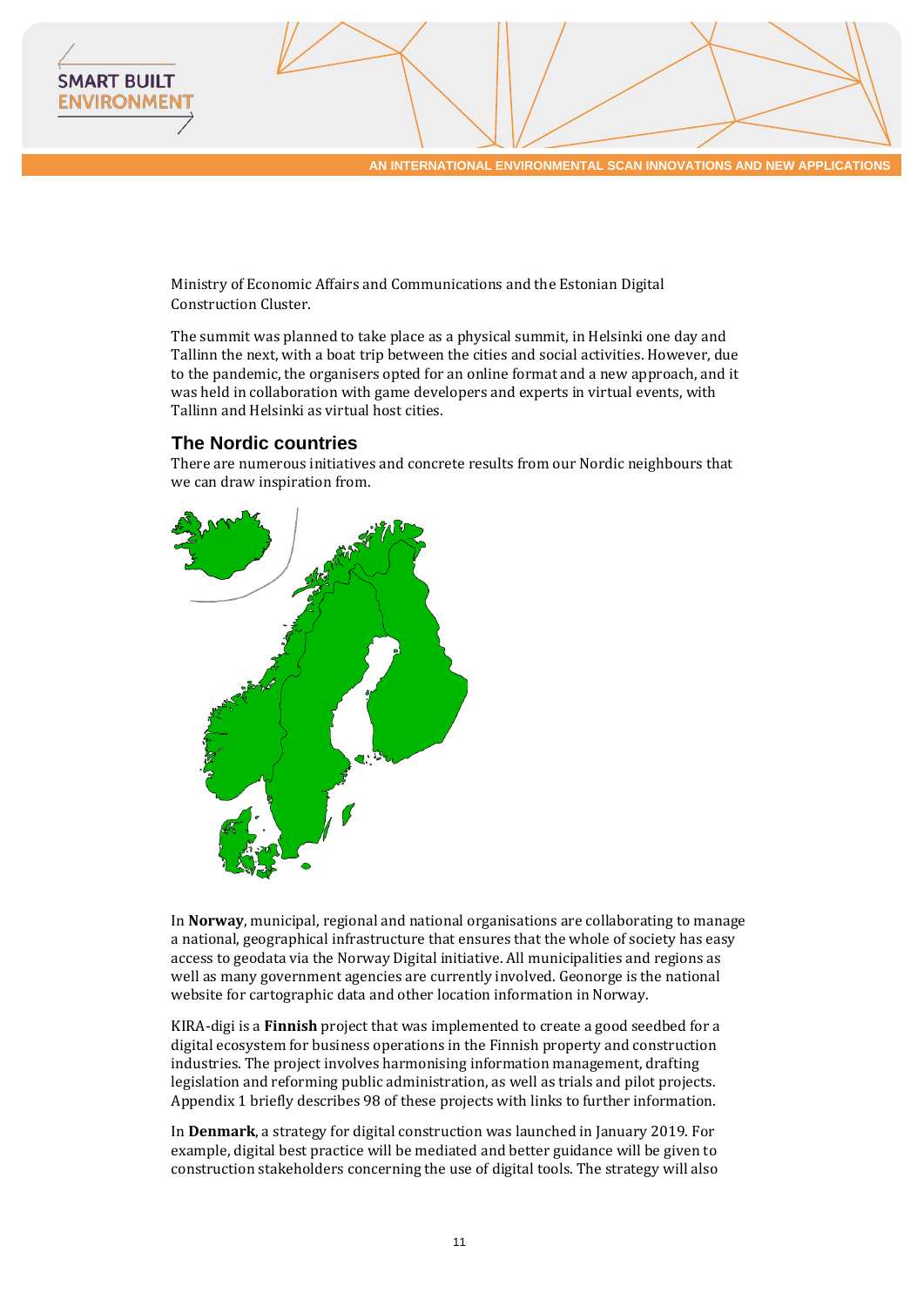Ministry of Economic Affairs and Communications and the Estonian Digital Construction Cluster.

The summit was planned to take place as a physical summit, in Helsinki one day and Tallinn the next, with a boat trip between the cities and social activities. However, due to the pandemic, the organisers opted for an online format and a new approach, and it was held in collaboration with game developers and experts in virtual events, with Tallinn and Helsinki as virtual host cities.

## The Nordic countries

There are numerous initiatives and concrete results from our Nordic neighbours that we can draw inspiration from.

In **Norway**, municipal, regional and national organisations are collaborating to manage a national, geographical infrastructure that ensures that the whole of society has easy access to geodata via the Norway Digital initiative. All municipalities and regions as well as many government agencies are currently involved. Geonorge is the national website for cartographic data and other location information in Norway.

KIRA-digi is a **Finnish** project that was implemented to create a good seedbed for a digital ecosystem for business operations in the Finnish property and construction industries. The project involves harmonising information management, drafting legislation and reforming public administration, as well as trials and pilot projects. Appendix 1 briefly describes 98 of these projects with links to further information.

In **Denmark**, a strategy for digital construction was launched in January 2019. For example, digital best practice will be mediated and better guidance will be given to construction stakeholders concerning the use of digital tools. The strategy will also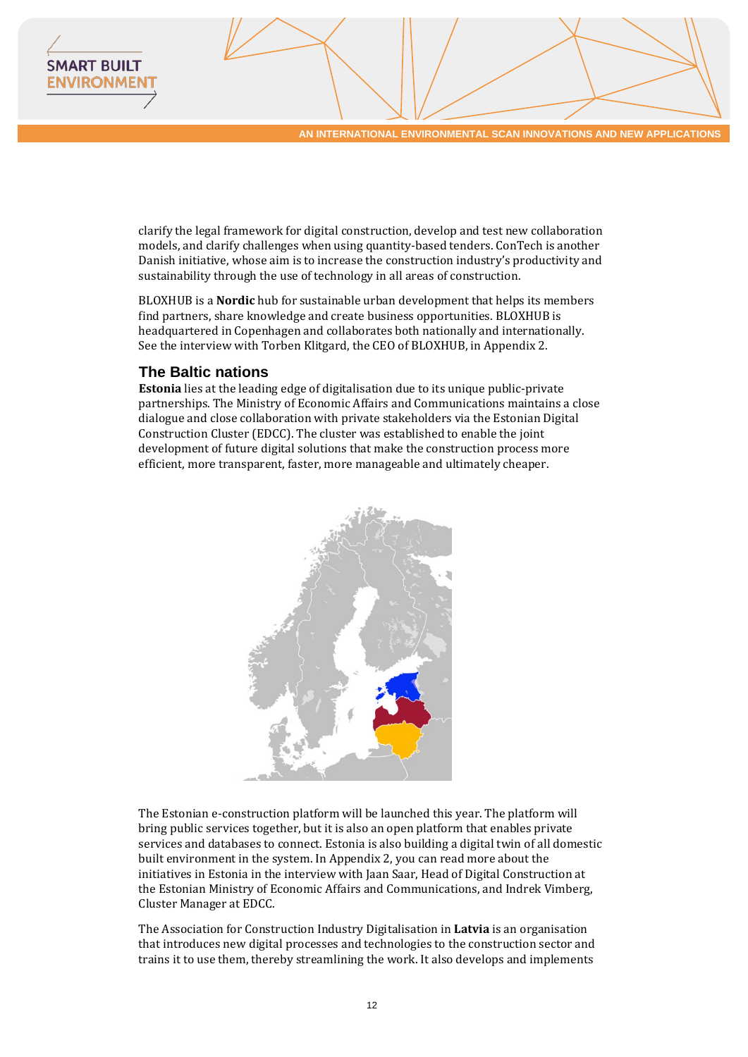clarify the legal framework for digital construction, develop and test new collaboration models, and clarify challenges when using quantity-based tenders. ConTech is another Danish initiative, whose aim is to increase the construction industry's productivity and sustainability through the use of technology in all areas of construction.

BLOXHUB is a **Nordic** hub for sustainable urban development that helps its members find partners, share knowledge and create business opportunities. BLOXHUB is headquartered in Copenhagen and collaborates both nationally and internationally. See the interview with Torben Klitgard, the CEO of BLOXHUB, in Appendix 2.

## The Baltic nations

**Estonia** lies at the leading edge of digitalisation due to its unique public-private partnerships. The Ministry of Economic Affairs and Communications maintains a close dialogue and close collaboration with private stakeholders via the Estonian Digital Construction Cluster (EDCC). The cluster was established to enable the joint development of future digital solutions that make the construction process more efficient, more transparent, faster, more manageable and ultimately cheaper.

The Estonian e-construction platform will be launched this year. The platform will bring public services together, but it is also an open platform that enables private services and databases to connect. Estonia is also building a digital twin of all domestic built environment in the system. In Appendix 2, you can read more about the initiatives in Estonia in the interview with Jaan Saar, Head of Digital Construction at the Estonian Ministry of Economic Affairs and Communications, and Indrek Vimberg, Cluster Manager at EDCC.

The Association for Construction Industry Digitalisation in **Latvia** is an organisation that introduces new digital processes and technologies to the construction sector and trains it to use them, thereby streamlining the work. It also develops and implements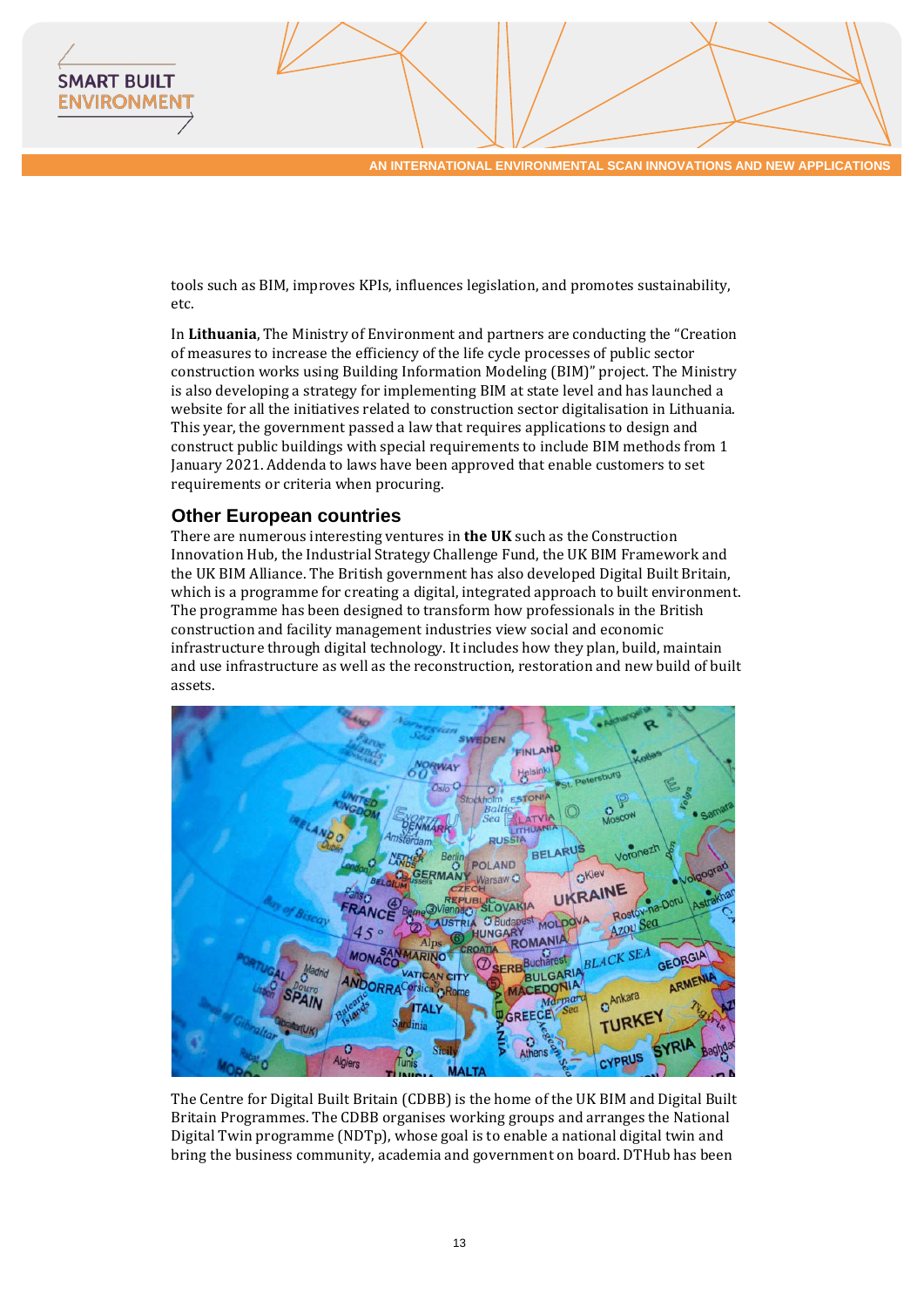tools such as BIM, improves KPIs, influences legislation, and promotes sustainability, etc.

In **Lithuania**, The Ministry of Environment and partners are conducting the "Creation of measures to increase the efficiency of the life cycle processes of public sector construction works using Building Information Modeling (BIM)" project. The Ministry is also developing a strategy for implementing BIM at state level and has launched a website for all the initiatives related to construction sector digitalisation in Lithuania. This year, the government passed a law that requires applications to design and construct public buildings with special requirements to include BIM methods from 1 January 2021. Addenda to laws have been approved that enable customers to set requirements or criteria when procuring.

## Other European countries

There are numerous interesting ventures in **the UK** such as the Construction Innovation Hub, the Industrial Strategy Challenge Fund, the UK BIM Framework and the UK BIM Alliance. The British government has also developed Digital Built Britain, which is a programme for creating a digital, integrated approach to built environment. The programme has been designed to transform how professionals in the British construction and facility management industries view social and economic infrastructure through digital technology. It includes how they plan, build, maintain and use infrastructure as well as the reconstruction, restoration and new build of built assets.

The Centre for Digital Built Britain (CDBB) is the home of the UK BIM and Digital Built Britain Programmes. The CDBB organises working groups and arranges the National Digital Twin programme (NDTp), whose goal is to enable a national digital twin and bring the business community, academia and government on board. DTHub has been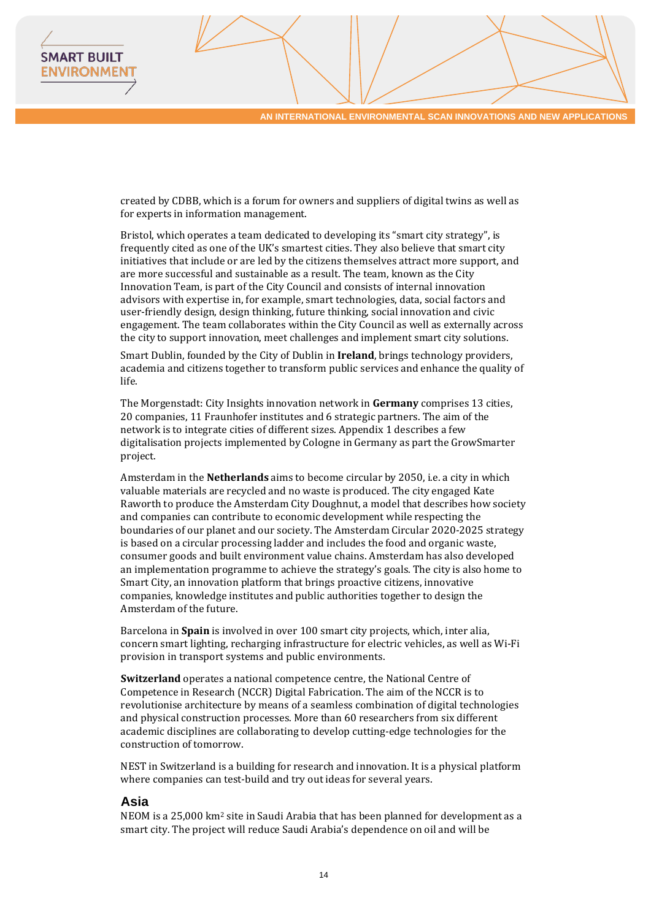created by CDBB, which is a forum for owners and suppliers of digital twins as well as for experts in information management.

Bristol, which operates a team dedicated to developing its "smart city strategy", is frequently cited as one of the UK's smartest cities. They also believe that smart city initiatives that include or are led by the citizens themselves attract more support, and are more successful and sustainable as a result. The team, known as the City Innovation Team, is part of the City Council and consists of internal innovation advisors with expertise in, for example, smart technologies, data, social factors and user-friendly design, design thinking, future thinking, social innovation and civic engagement. The team collaborates within the City Council as well as externally across the city to support innovation, meet challenges and implement smart city solutions.

Smart Dublin, founded by the City of Dublin in **Ireland**, brings technology providers, academia and citizens together to transform public services and enhance the quality of life.

The Morgenstadt: City Insights innovation network in **Germany** comprises 13 cities, 20 companies, 11 Fraunhofer institutes and 6 strategic partners. The aim of the network is to integrate cities of different sizes. Appendix 1 describes a few digitalisation projects implemented by Cologne in Germany as part the GrowSmarter project.

Amsterdam in the **Netherlands** aims to become circular by 2050, i.e. a city in which valuable materials are recycled and no waste is produced. The city engaged Kate Raworth to produce the Amsterdam City Doughnut, a model that describes how society and companies can contribute to economic development while respecting the boundaries of our planet and our society. The Amsterdam Circular 2020-2025 strategy is based on a circular processing ladder and includes the food and organic waste, consumer goods and built environment value chains. Amsterdam has also developed an implementation programme to achieve the strategy's goals. The city is also home to Smart City, an innovation platform that brings proactive citizens, innovative companies, knowledge institutes and public authorities together to design the Amsterdam of the future.

Barcelona in **Spain** is involved in over 100 smart city projects, which, inter alia, concern smart lighting, recharging infrastructure for electric vehicles, as well as Wi-Fi provision in transport systems and public environments.

**Switzerland** operates a national competence centre, the National Centre of Competence in Research (NCCR) Digital Fabrication. The aim of the NCCR is to revolutionise architecture by means of a seamless combination of digital technologies and physical construction processes. More than 60 researchers from six different academic disciplines are collaborating to develop cutting-edge technologies for the construction of tomorrow.

NEST in Switzerland is a building for research and innovation. It is a physical platform where companies can test-build and try out ideas for several years.

## Asia

NEOM is a 25,000 km$^2$ site in Saudi Arabia that has been planned for development as a smart city. The project will reduce Saudi Arabia's dependence on oil and will be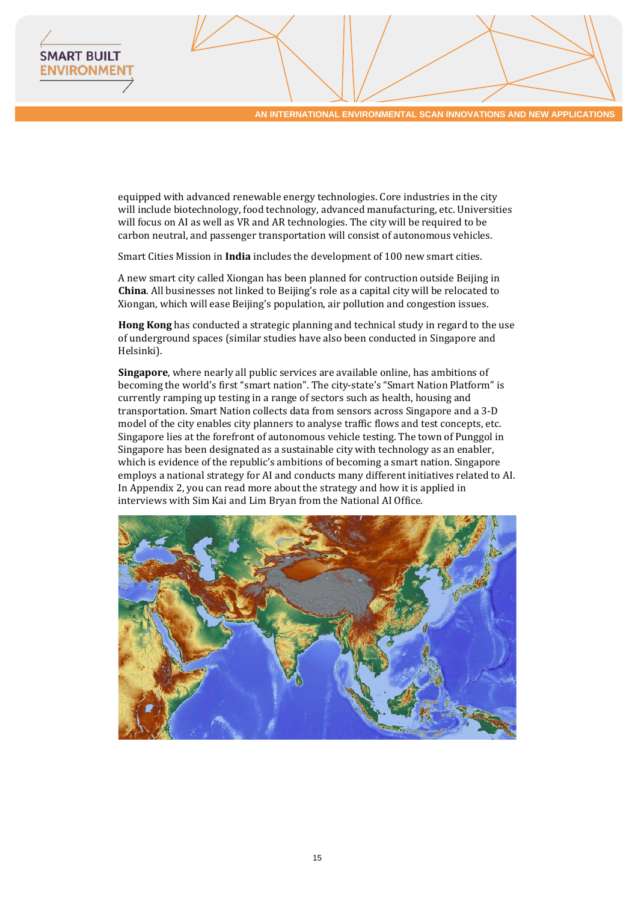equipped with advanced renewable energy technologies. Core industries in the city will include biotechnology, food technology, advanced manufacturing, etc. Universities will focus on AI as well as VR and AR technologies. The city will be required to be carbon neutral, and passenger transportation will consist of autonomous vehicles.

Smart Cities Mission in **India** includes the development of 100 new smart cities.

A new smart city called Xiongan has been planned for contruction outside Beijing in **China**. All businesses not linked to Beijing's role as a capital city will be relocated to Xiongan, which will ease Beijing's population, air pollution and congestion issues.

**Hong Kong** has conducted a strategic planning and technical study in regard to the use of underground spaces (similar studies have also been conducted in Singapore and Helsinki).

**Singapore**, where nearly all public services are available online, has ambitions of becoming the world's first "smart nation". The city-state's "Smart Nation Platform" is currently ramping up testing in a range of sectors such as health, housing and transportation. Smart Nation collects data from sensors across Singapore and a 3-D model of the city enables city planners to analyse traffic flows and test concepts, etc. Singapore lies at the forefront of autonomous vehicle testing. The town of Punggol in Singapore has been designated as a sustainable city with technology as an enabler, which is evidence of the republic's ambitions of becoming a smart nation. Singapore employs a national strategy for AI and conducts many different initiatives related to AI. In Appendix 2, you can read more about the strategy and how it is applied in interviews with Sim Kai and Lim Bryan from the National AI Office.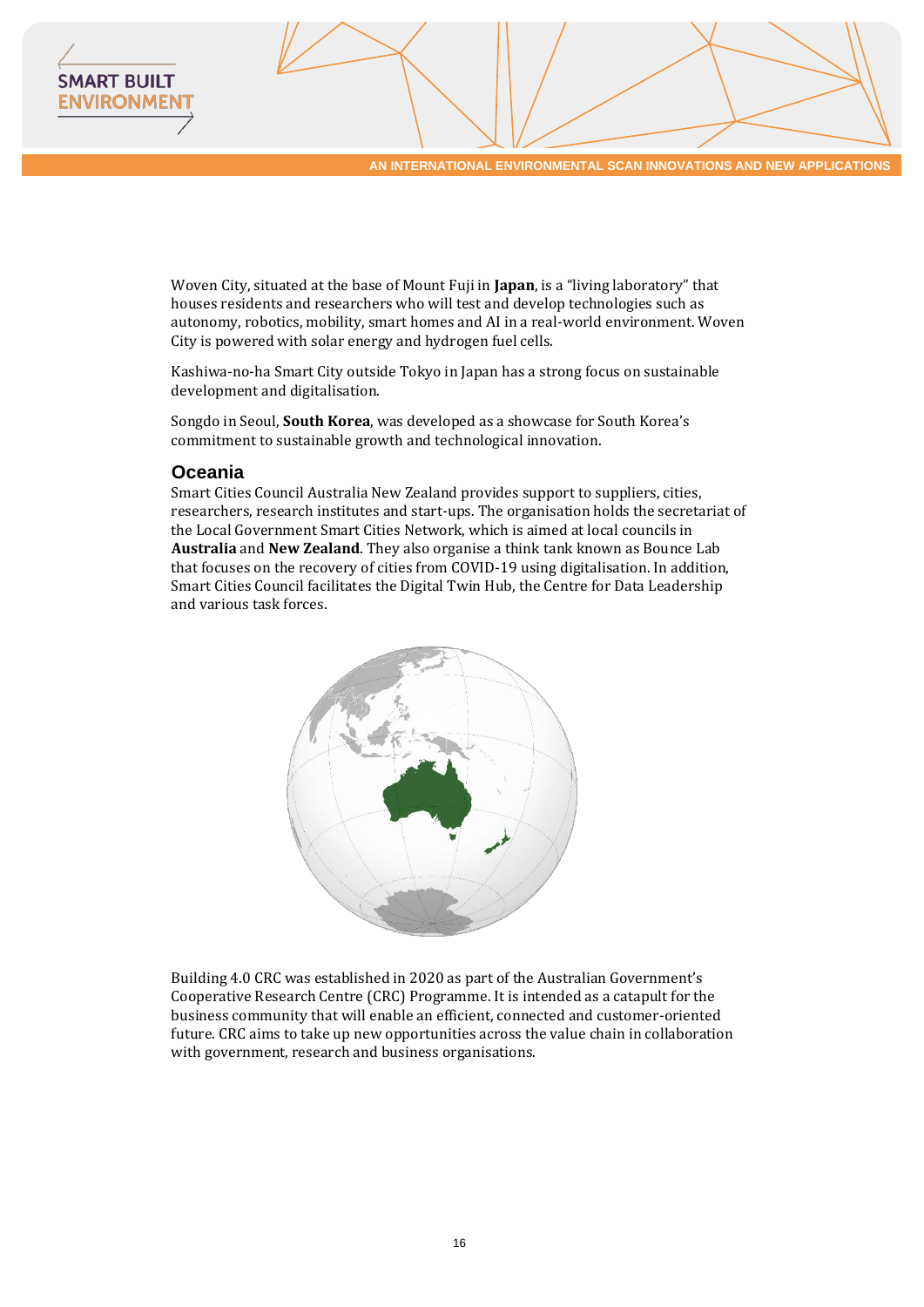Woven City, situated at the base of Mount Fuji in **Japan**, is a "living laboratory" that houses residents and researchers who will test and develop technologies such as autonomy, robotics, mobility, smart homes and AI in a real-world environment. Woven City is powered with solar energy and hydrogen fuel cells.

Kashiwa-no-ha Smart City outside Tokyo in Japan has a strong focus on sustainable development and digitalisation.

Songdo in Seoul, **South Korea**, was developed as a showcase for South Korea's commitment to sustainable growth and technological innovation.

## Oceania

Smart Cities Council Australia New Zealand provides support to suppliers, cities, researchers, research institutes and start-ups. The organisation holds the secretariat of the Local Government Smart Cities Network, which is aimed at local councils in **Australia** and **New Zealand**. They also organise a think tank known as Bounce Lab that focuses on the recovery of cities from COVID-19 using digitalisation. In addition, Smart Cities Council facilitates the Digital Twin Hub, the Centre for Data Leadership and various task forces.

Building 4.0 CRC was established in 2020 as part of the Australian Government's Cooperative Research Centre (CRC) Programme. It is intended as a catapult for the business community that will enable an efficient, connected and customer-oriented future. CRC aims to take up new opportunities across the value chain in collaboration with government, research and business organisations.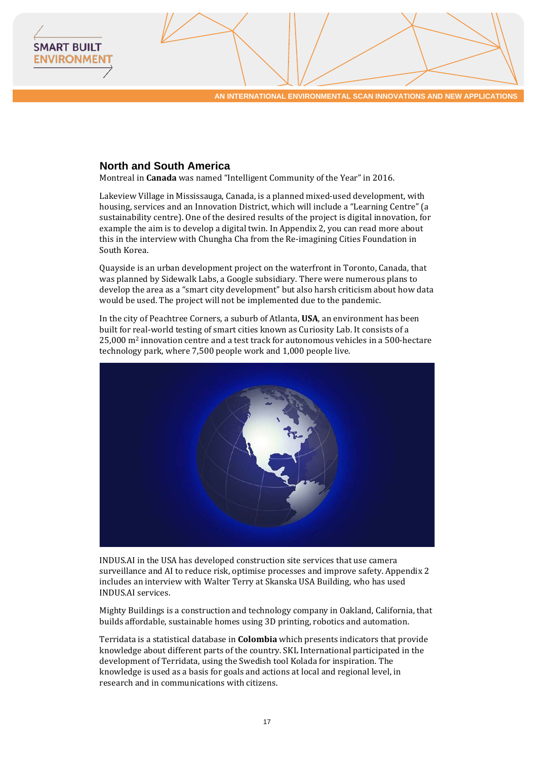## North and South America

Montreal in **Canada** was named "Intelligent Community of the Year" in 2016.

Lakeview Village in Mississauga, Canada, is a planned mixed-used development, with housing, services and an Innovation District, which will include a "Learning Centre" (a sustainability centre). One of the desired results of the project is digital innovation, for example the aim is to develop a digital twin. In Appendix 2, you can read more about this in the interview with Chungha Cha from the Re-imagining Cities Foundation in South Korea.

Quayside is an urban development project on the waterfront in Toronto, Canada, that was planned by Sidewalk Labs, a Google subsidiary. There were numerous plans to develop the area as a "smart city development" but also harsh criticism about how data would be used. The project will not be implemented due to the pandemic.

In the city of Peachtree Corners, a suburb of Atlanta, **USA**, an environment has been built for real-world testing of smart cities known as Curiosity Lab. It consists of a 25,000 m$^2$ innovation centre and a test track for autonomous vehicles in a 500-hectare technology park, where 7,500 people work and 1,000 people live.

INDUS.AI in the USA has developed construction site services that use camera surveillance and AI to reduce risk, optimise processes and improve safety. Appendix 2 includes an interview with Walter Terry at Skanska USA Building, who has used INDUS.AI services.

Mighty Buildings is a construction and technology company in Oakland, California, that builds affordable, sustainable homes using 3D printing, robotics and automation.

Terridata is a statistical database in **Colombia** which presents indicators that provide knowledge about different parts of the country. SKL International participated in the development of Terridata, using the Swedish tool Kolada for inspiration. The knowledge is used as a basis for goals and actions at local and regional level, in research and in communications with citizens.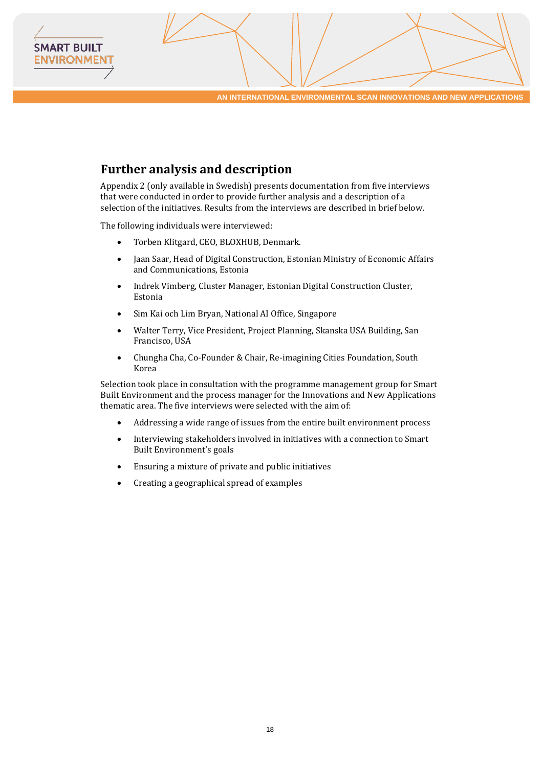## Further analysis and description

Appendix 2 (only available in Swedish) presents documentation from five interviews that were conducted in order to provide further analysis and a description of a selection of the initiatives. Results from the interviews are described in brief below.

The following individuals were interviewed:

- Torben Klitgard, CEO, BLOXHUB, Denmark.
- Jaan Saar, Head of Digital Construction, Estonian Ministry of Economic Affairs and Communications, Estonia
- Indrek Vimberg, Cluster Manager, Estonian Digital Construction Cluster, Estonia
- Sim Kai och Lim Bryan, National AI Office, Singapore
- Walter Terry, Vice President, Project Planning, Skanska USA Building, San Francisco, USA
- Chungha Cha, Co-Founder & Chair, Re-imagining Cities Foundation, South Korea

Selection took place in consultation with the programme management group for Smart Built Environment and the process manager for the Innovations and New Applications thematic area. The five interviews were selected with the aim of:

- Addressing a wide range of issues from the entire built environment process
- Interviewing stakeholders involved in initiatives with a connection to Smart Built Environment's goals
- Ensuring a mixture of private and public initiatives
- Creating a geographical spread of examples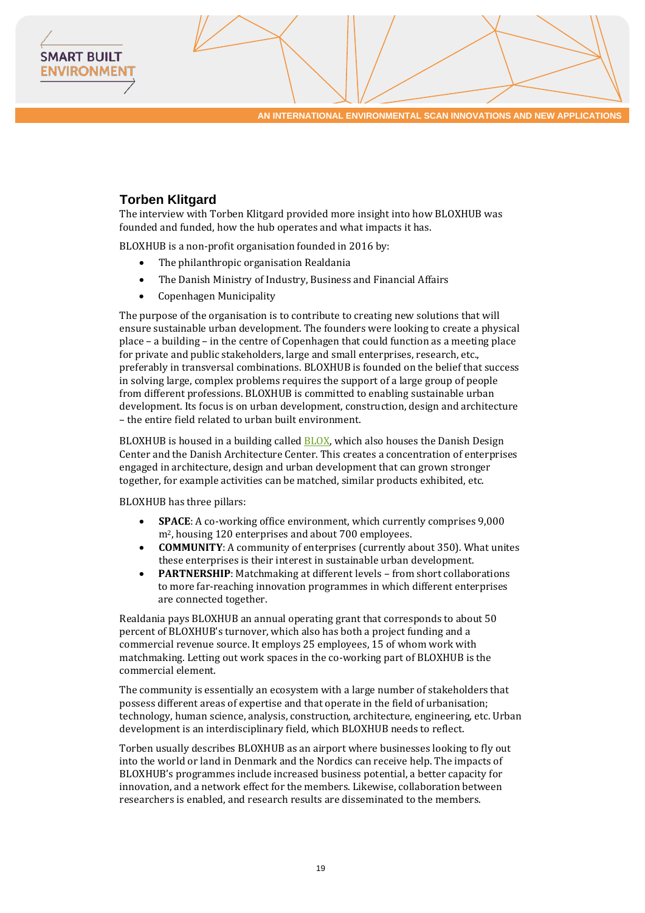## Torben Klitgard

The interview with Torben Klitgard provided more insight into how BLOXHUB was founded and funded, how the hub operates and what impacts it has.

BLOXHUB is a non-profit organisation founded in 2016 by:

- The philanthropic organisation Realdania
- The Danish Ministry of Industry, Business and Financial Affairs
- Copenhagen Municipality

The purpose of the organisation is to contribute to creating new solutions that will ensure sustainable urban development. The founders were looking to create a physical place – a building – in the centre of Copenhagen that could function as a meeting place for private and public stakeholders, large and small enterprises, research, etc., preferably in transversal combinations. BLOXHUB is founded on the belief that success in solving large, complex problems requires the support of a large group of people from different professions. BLOXHUB is committed to enabling sustainable urban development. Its focus is on urban development, construction, design and architecture – the entire field related to urban built environment.

BLOXHUB is housed in a building called BLOX, which also houses the Danish Design Center and the Danish Architecture Center. This creates a concentration of enterprises engaged in architecture, design and urban development that can grown stronger together, for example activities can be matched, similar products exhibited, etc.

BLOXHUB has three pillars:

- **SPACE**: A co-working office environment, which currently comprises 9,000 m$^2$, housing 120 enterprises and about 700 employees.
- **COMMUNITY**: A community of enterprises (currently about 350). What unites these enterprises is their interest in sustainable urban development.
- **PARTNERSHIP**: Matchmaking at different levels – from short collaborations to more far-reaching innovation programmes in which different enterprises are connected together.

Realdania pays BLOXHUB an annual operating grant that corresponds to about 50 percent of BLOXHUB's turnover, which also has both a project funding and a commercial revenue source. It employs 25 employees, 15 of whom work with matchmaking. Letting out work spaces in the co-working part of BLOXHUB is the commercial element.

The community is essentially an ecosystem with a large number of stakeholders that possess different areas of expertise and that operate in the field of urbanisation; technology, human science, analysis, construction, architecture, engineering, etc. Urban development is an interdisciplinary field, which BLOXHUB needs to reflect.

Torben usually describes BLOXHUB as an airport where businesses looking to fly out into the world or land in Denmark and the Nordics can receive help. The impacts of BLOXHUB's programmes include increased business potential, a better capacity for innovation, and a network effect for the members. Likewise, collaboration between researchers is enabled, and research results are disseminated to the members.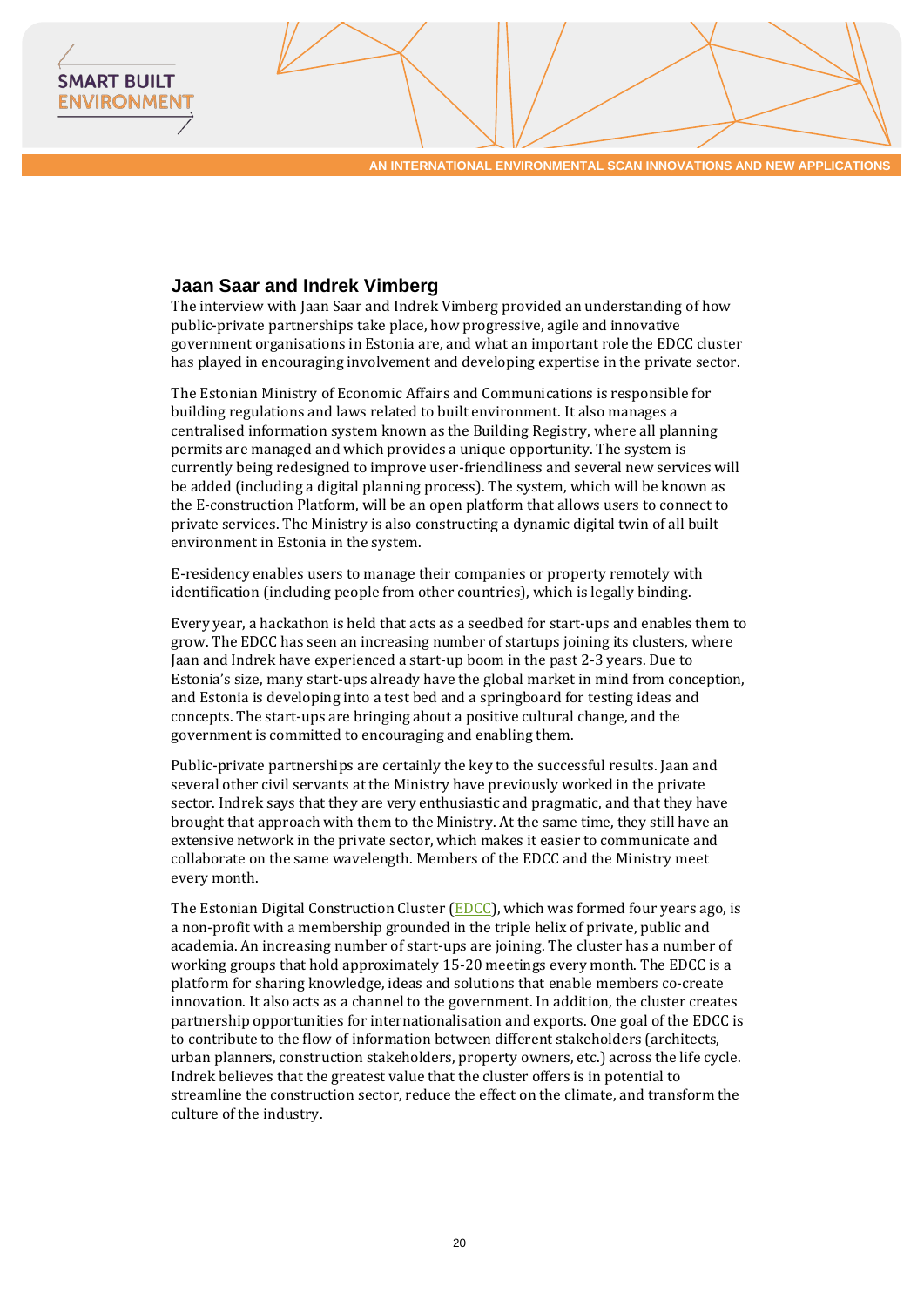## Jaan Saar and Indrek Vimberg

The interview with Jaan Saar and Indrek Vimberg provided an understanding of how public-private partnerships take place, how progressive, agile and innovative government organisations in Estonia are, and what an important role the EDCC cluster has played in encouraging involvement and developing expertise in the private sector.

The Estonian Ministry of Economic Affairs and Communications is responsible for building regulations and laws related to built environment. It also manages a centralised information system known as the Building Registry, where all planning permits are managed and which provides a unique opportunity. The system is currently being redesigned to improve user-friendliness and several new services will be added (including a digital planning process). The system, which will be known as the E-construction Platform, will be an open platform that allows users to connect to private services. The Ministry is also constructing a dynamic digital twin of all built environment in Estonia in the system.

E-residency enables users to manage their companies or property remotely with identification (including people from other countries), which is legally binding.

Every year, a hackathon is held that acts as a seedbed for start-ups and enables them to grow. The EDCC has seen an increasing number of startups joining its clusters, where Jaan and Indrek have experienced a start-up boom in the past 2-3 years. Due to Estonia's size, many start-ups already have the global market in mind from conception, and Estonia is developing into a test bed and a springboard for testing ideas and concepts. The start-ups are bringing about a positive cultural change, and the government is committed to encouraging and enabling them.

Public-private partnerships are certainly the key to the successful results. Jaan and several other civil servants at the Ministry have previously worked in the private sector. Indrek says that they are very enthusiastic and pragmatic, and that they have brought that approach with them to the Ministry. At the same time, they still have an extensive network in the private sector, which makes it easier to communicate and collaborate on the same wavelength. Members of the EDCC and the Ministry meet every month.

The Estonian Digital Construction Cluster (EDCC), which was formed four years ago, is a non-profit with a membership grounded in the triple helix of private, public and academia. An increasing number of start-ups are joining. The cluster has a number of working groups that hold approximately 15-20 meetings every month. The EDCC is a platform for sharing knowledge, ideas and solutions that enable members co-create innovation. It also acts as a channel to the government. In addition, the cluster creates partnership opportunities for internationalisation and exports. One goal of the EDCC is to contribute to the flow of information between different stakeholders (architects, urban planners, construction stakeholders, property owners, etc.) across the life cycle. Indrek believes that the greatest value that the cluster offers is in potential to streamline the construction sector, reduce the effect on the climate, and transform the culture of the industry.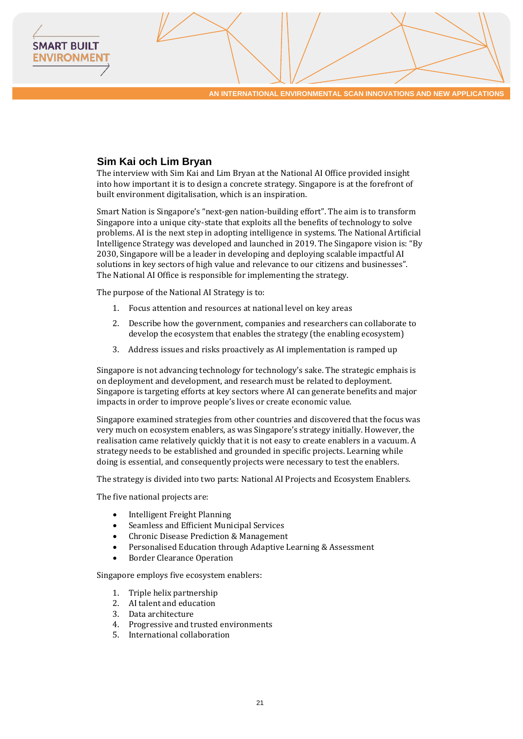## Sim Kai och Lim Bryan

The interview with Sim Kai and Lim Bryan at the National AI Office provided insight into how important it is to design a concrete strategy. Singapore is at the forefront of built environment digitalisation, which is an inspiration.

Smart Nation is Singapore's "next-gen nation-building effort". The aim is to transform Singapore into a unique city-state that exploits all the benefits of technology to solve problems. AI is the next step in adopting intelligence in systems. The National Artificial Intelligence Strategy was developed and launched in 2019. The Singapore vision is: "By 2030, Singapore will be a leader in developing and deploying scalable impactful AI solutions in key sectors of high value and relevance to our citizens and businesses". The National AI Office is responsible for implementing the strategy.

The purpose of the National AI Strategy is to:

1. Focus attention and resources at national level on key areas
2. Describe how the government, companies and researchers can collaborate to develop the ecosystem that enables the strategy (the enabling ecosystem)
3. Address issues and risks proactively as AI implementation is ramped up

Singapore is not advancing technology for technology's sake. The strategic emphasis is on deployment and development, and research must be related to deployment. Singapore is targeting efforts at key sectors where AI can generate benefits and major impacts in order to improve people's lives or create economic value.

Singapore examined strategies from other countries and discovered that the focus was very much on ecosystem enablers, as was Singapore's strategy initially. However, the realisation came relatively quickly that it is not easy to create enablers in a vacuum. A strategy needs to be established and grounded in specific projects. Learning while doing is essential, and consequently projects were necessary to test the enablers.

The strategy is divided into two parts: National AI Projects and Ecosystem Enablers.

The five national projects are:

- Intelligent Freight Planning
- Seamless and Efficient Municipal Services
- Chronic Disease Prediction & Management
- Personalised Education through Adaptive Learning & Assessment
- Border Clearance Operation

Singapore employs five ecosystem enablers:

1. Triple helix partnership
2. AI talent and education
3. Data architecture
4. Progressive and trusted environments
5. International collaboration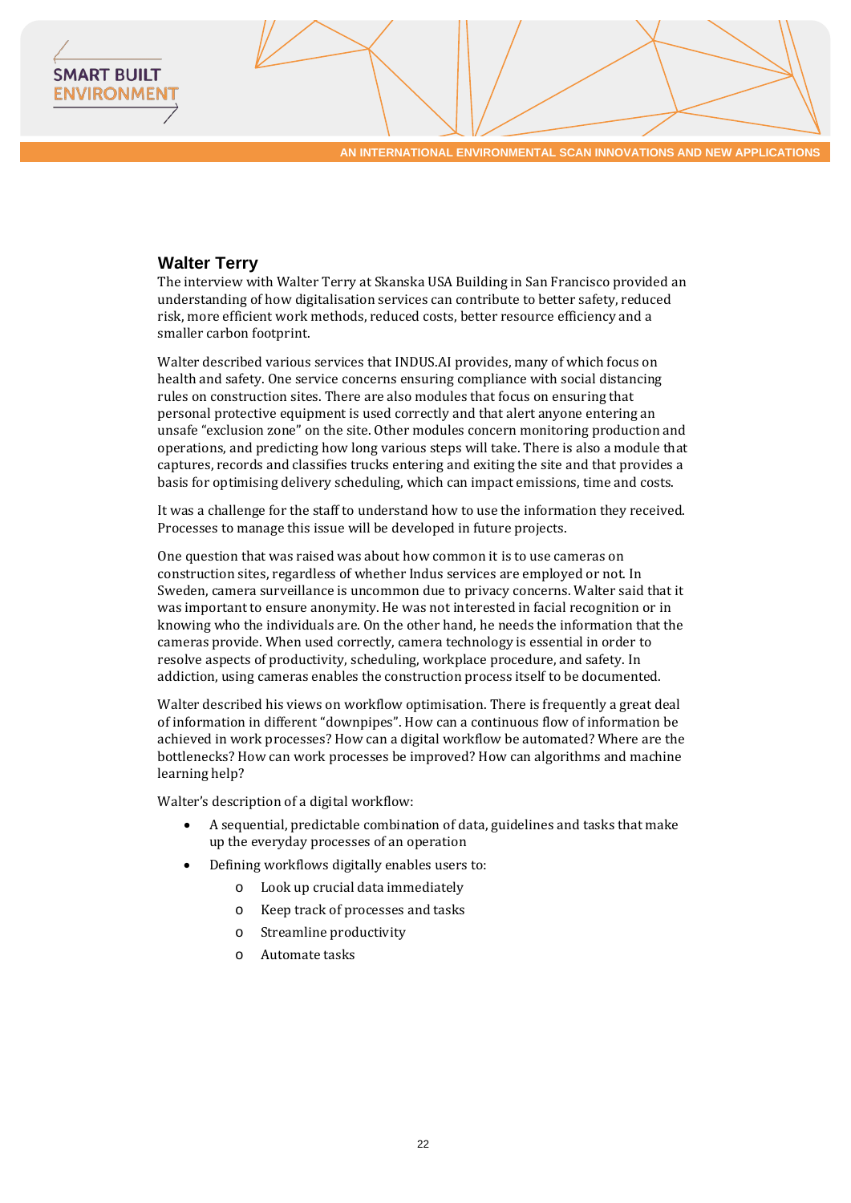## Walter Terry

The interview with Walter Terry at Skanska USA Building in San Francisco provided an understanding of how digitalisation services can contribute to better safety, reduced risk, more efficient work methods, reduced costs, better resource efficiency and a smaller carbon footprint.

Walter described various services that INDUS.AI provides, many of which focus on health and safety. One service concerns ensuring compliance with social distancing rules on construction sites. There are also modules that focus on ensuring that personal protective equipment is used correctly and that alert anyone entering an unsafe "exclusion zone" on the site. Other modules concern monitoring production and operations, and predicting how long various steps will take. There is also a module that captures, records and classifies trucks entering and exiting the site and that provides a basis for optimising delivery scheduling, which can impact emissions, time and costs.

It was a challenge for the staff to understand how to use the information they received. Processes to manage this issue will be developed in future projects.

One question that was raised was about how common it is to use cameras on construction sites, regardless of whether Indus services are employed or not. In Sweden, camera surveillance is uncommon due to privacy concerns. Walter said that it was important to ensure anonymity. He was not interested in facial recognition or in knowing who the individuals are. On the other hand, he needs the information that the cameras provide. When used correctly, camera technology is essential in order to resolve aspects of productivity, scheduling, workplace procedure, and safety. In addiction, using cameras enables the construction process itself to be documented.

Walter described his views on workflow optimisation. There is frequently a great deal of information in different "downpipes". How can a continuous flow of information be achieved in work processes? How can a digital workflow be automated? Where are the bottlenecks? How can work processes be improved? How can algorithms and machine learning help?

Walter's description of a digital workflow:

- A sequential, predictable combination of data, guidelines and tasks that make up the everyday processes of an operation
- Defining workflows digitally enables users to:
  - Look up crucial data immediately
  - Keep track of processes and tasks
  - Streamline productivity
  - Automate tasks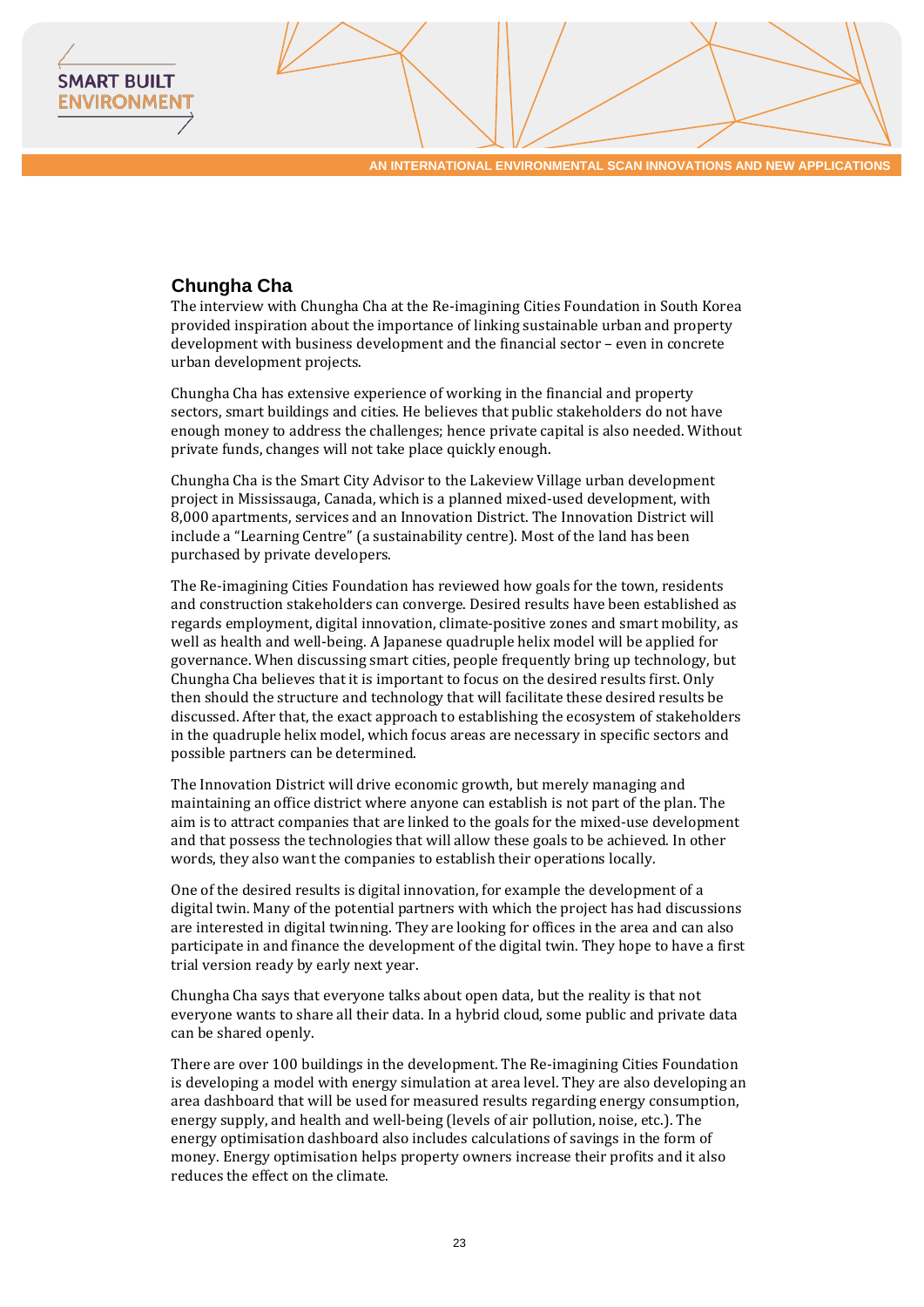## Chungha Cha

The interview with Chungha Cha at the Re-imagining Cities Foundation in South Korea provided inspiration about the importance of linking sustainable urban and property development with business development and the financial sector – even in concrete urban development projects.

Chungha Cha has extensive experience of working in the financial and property sectors, smart buildings and cities. He believes that public stakeholders do not have enough money to address the challenges; hence private capital is also needed. Without private funds, changes will not take place quickly enough.

Chungha Cha is the Smart City Advisor to the Lakeview Village urban development project in Mississauga, Canada, which is a planned mixed-used development, with 8,000 apartments, services and an Innovation District. The Innovation District will include a "Learning Centre" (a sustainability centre). Most of the land has been purchased by private developers.

The Re-imagining Cities Foundation has reviewed how goals for the town, residents and construction stakeholders can converge. Desired results have been established as regards employment, digital innovation, climate-positive zones and smart mobility, as well as health and well-being. A Japanese quadruple helix model will be applied for governance. When discussing smart cities, people frequently bring up technology, but Chungha Cha believes that it is important to focus on the desired results first. Only then should the structure and technology that will facilitate these desired results be discussed. After that, the exact approach to establishing the ecosystem of stakeholders in the quadruple helix model, which focus areas are necessary in specific sectors and possible partners can be determined.

The Innovation District will drive economic growth, but merely managing and maintaining an office district where anyone can establish is not part of the plan. The aim is to attract companies that are linked to the goals for the mixed-use development and that possess the technologies that will allow these goals to be achieved. In other words, they also want the companies to establish their operations locally.

One of the desired results is digital innovation, for example the development of a digital twin. Many of the potential partners with which the project has had discussions are interested in digital twinning. They are looking for offices in the area and can also participate in and finance the development of the digital twin. They hope to have a first trial version ready by early next year.

Chungha Cha says that everyone talks about open data, but the reality is that not everyone wants to share all their data. In a hybrid cloud, some public and private data can be shared openly.

There are over 100 buildings in the development. The Re-imagining Cities Foundation is developing a model with energy simulation at area level. They are also developing an area dashboard that will be used for measured results regarding energy consumption, energy supply, and health and well-being (levels of air pollution, noise, etc.). The energy optimisation dashboard also includes calculations of savings in the form of money. Energy optimisation helps property owners increase their profits and it also reduces the effect on the climate.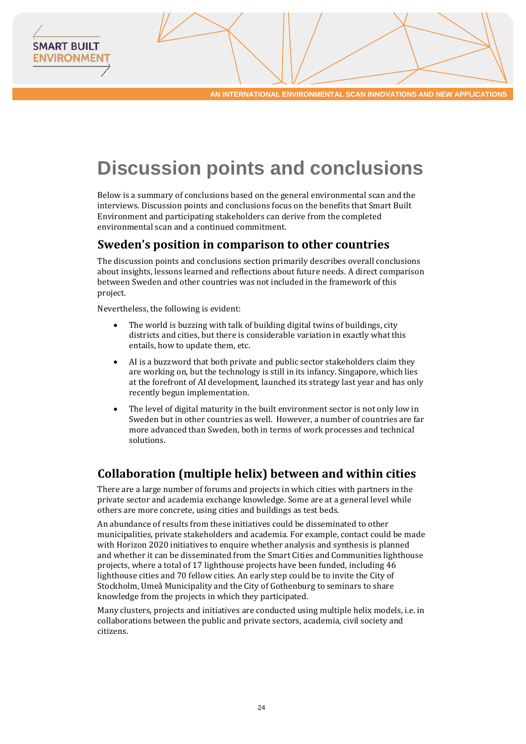# Discussion points and conclusions

Below is a summary of conclusions based on the general environmental scan and the interviews. Discussion points and conclusions focus on the benefits that Smart Built Environment and participating stakeholders can derive from the completed environmental scan and a continued commitment.

## Sweden's position in comparison to other countries

The discussion points and conclusions section primarily describes overall conclusions about insights, lessons learned and reflections about future needs. A direct comparison between Sweden and other countries was not included in the framework of this project.

Nevertheless, the following is evident:

- The world is buzzing with talk of building digital twins of buildings, city districts and cities, but there is considerable variation in exactly what this entails, how to update them, etc.
- AI is a buzzword that both private and public sector stakeholders claim they are working on, but the technology is still in its infancy. Singapore, which lies at the forefront of AI development, launched its strategy last year and has only recently begun implementation.
- The level of digital maturity in the built environment sector is not only low in Sweden but in other countries as well. However, a number of countries are far more advanced than Sweden, both in terms of work processes and technical solutions.

## Collaboration (multiple helix) between and within cities

There are a large number of forums and projects in which cities with partners in the private sector and academia exchange knowledge. Some are at a general level while others are more concrete, using cities and buildings as test beds.

An abundance of results from these initiatives could be disseminated to other municipalities, private stakeholders and academia. For example, contact could be made with Horizon 2020 initiatives to enquire whether analysis and synthesis is planned and whether it can be disseminated from the Smart Cities and Communities lighthouse projects, where a total of 17 lighthouse projects have been funded, including 46 lighthouse cities and 70 fellow cities. An early step could be to invite the City of Stockholm, Umeå Municipality and the City of Gothenburg to seminars to share knowledge from the projects in which they participated.

Many clusters, projects and initiatives are conducted using multiple helix models, i.e. in collaborations between the public and private sectors, academia, civil society and citizens.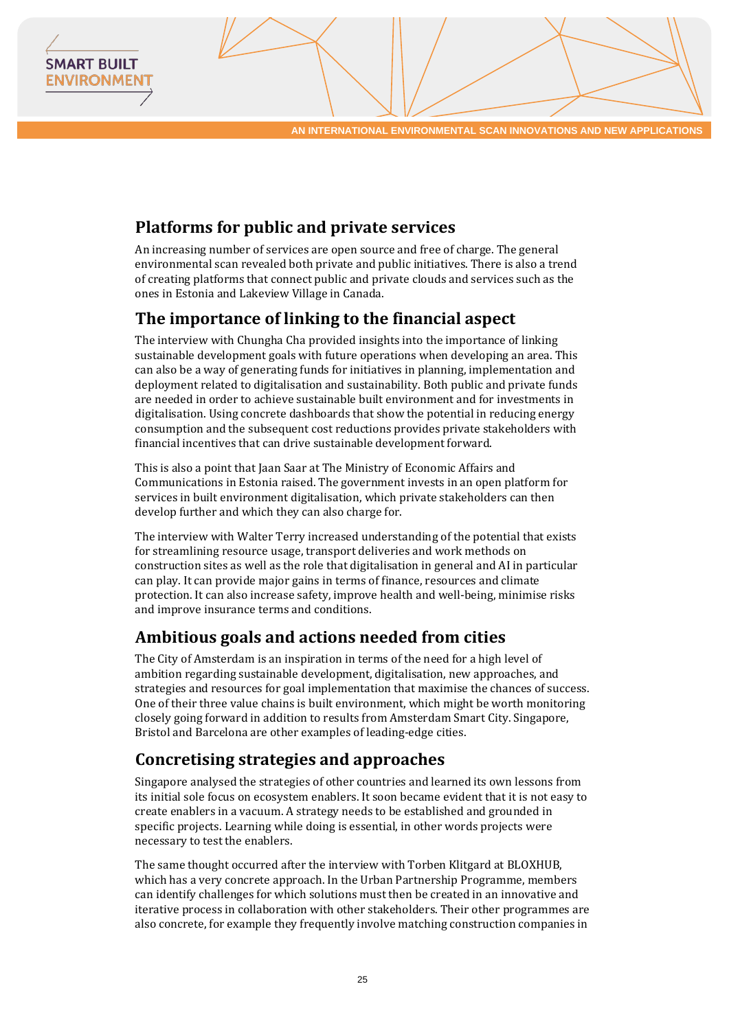## Platforms for public and private services

An increasing number of services are open source and free of charge. The general environmental scan revealed both private and public initiatives. There is also a trend of creating platforms that connect public and private clouds and services such as the ones in Estonia and Lakeview Village in Canada.

## The importance of linking to the financial aspect

The interview with Chungha Cha provided insights into the importance of linking sustainable development goals with future operations when developing an area. This can also be a way of generating funds for initiatives in planning, implementation and deployment related to digitalisation and sustainability. Both public and private funds are needed in order to achieve sustainable built environment and for investments in digitalisation. Using concrete dashboards that show the potential in reducing energy consumption and the subsequent cost reductions provides private stakeholders with financial incentives that can drive sustainable development forward.

This is also a point that Jaan Saar at The Ministry of Economic Affairs and Communications in Estonia raised. The government invests in an open platform for services in built environment digitalisation, which private stakeholders can then develop further and which they can also charge for.

The interview with Walter Terry increased understanding of the potential that exists for streamlining resource usage, transport deliveries and work methods on construction sites as well as the role that digitalisation in general and AI in particular can play. It can provide major gains in terms of finance, resources and climate protection. It can also increase safety, improve health and well-being, minimise risks and improve insurance terms and conditions.

## Ambitious goals and actions needed from cities

The City of Amsterdam is an inspiration in terms of the need for a high level of ambition regarding sustainable development, digitalisation, new approaches, and strategies and resources for goal implementation that maximise the chances of success. One of their three value chains is built environment, which might be worth monitoring closely going forward in addition to results from Amsterdam Smart City. Singapore, Bristol and Barcelona are other examples of leading-edge cities.

## Concretising strategies and approaches

Singapore analysed the strategies of other countries and learned its own lessons from its initial sole focus on ecosystem enablers. It soon became evident that it is not easy to create enablers in a vacuum. A strategy needs to be established and grounded in specific projects. Learning while doing is essential, in other words projects were necessary to test the enablers.

The same thought occurred after the interview with Torben Klitgard at BLOXHUB, which has a very concrete approach. In the Urban Partnership Programme, members can identify challenges for which solutions must then be created in an innovative and iterative process in collaboration with other stakeholders. Their other programmes are also concrete, for example they frequently involve matching construction companies in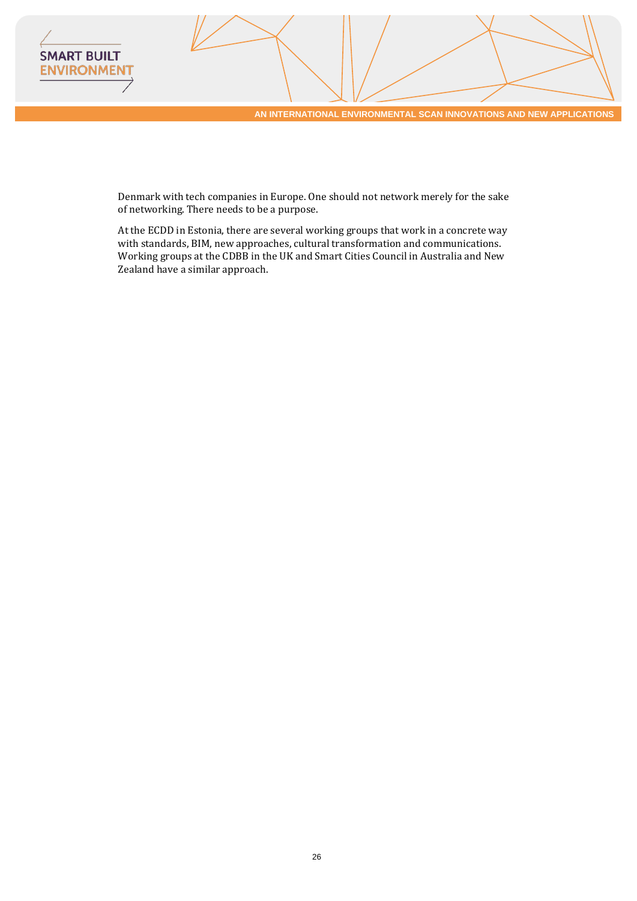Denmark with tech companies in Europe. One should not network merely for the sake of networking. There needs to be a purpose.

At the ECDD in Estonia, there are several working groups that work in a concrete way with standards, BIM, new approaches, cultural transformation and communications. Working groups at the CDBB in the UK and Smart Cities Council in Australia and New Zealand have a similar approach.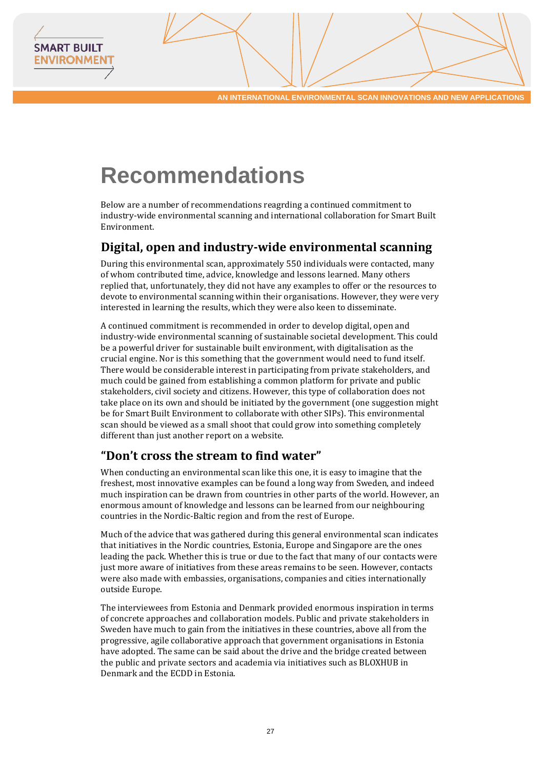# Recommendations

Below are a number of recommendations reagrding a continued commitment to industry-wide environmental scanning and international collaboration for Smart Built Environment.

## Digital, open and industry-wide environmental scanning

During this environmental scan, approximately 550 individuals were contacted, many of whom contributed time, advice, knowledge and lessons learned. Many others replied that, unfortunately, they did not have any examples to offer or the resources to devote to environmental scanning within their organisations. However, they were very interested in learning the results, which they were also keen to disseminate.

A continued commitment is recommended in order to develop digital, open and industry-wide environmental scanning of sustainable societal development. This could be a powerful driver for sustainable built environment, with digitalisation as the crucial engine. Nor is this something that the government would need to fund itself. There would be considerable interest in participating from private stakeholders, and much could be gained from establishing a common platform for private and public stakeholders, civil society and citizens. However, this type of collaboration does not take place on its own and should be initiated by the government (one suggestion might be for Smart Built Environment to collaborate with other SIPs). This environmental scan should be viewed as a small shoot that could grow into something completely different than just another report on a website.

## "Don't cross the stream to find water"

When conducting an environmental scan like this one, it is easy to imagine that the freshest, most innovative examples can be found a long way from Sweden, and indeed much inspiration can be drawn from countries in other parts of the world. However, an enormous amount of knowledge and lessons can be learned from our neighbouring countries in the Nordic-Baltic region and from the rest of Europe.

Much of the advice that was gathered during this general environmental scan indicates that initiatives in the Nordic countries, Estonia, Europe and Singapore are the ones leading the pack. Whether this is true or due to the fact that many of our contacts were just more aware of initiatives from these areas remains to be seen. However, contacts were also made with embassies, organisations, companies and cities internationally outside Europe.

The interviewees from Estonia and Denmark provided enormous inspiration in terms of concrete approaches and collaboration models. Public and private stakeholders in Sweden have much to gain from the initiatives in these countries, above all from the progressive, agile collaborative approach that government organisations in Estonia have adopted. The same can be said about the drive and the bridge created between the public and private sectors and academia via initiatives such as BLOXHUB in Denmark and the ECDD in Estonia.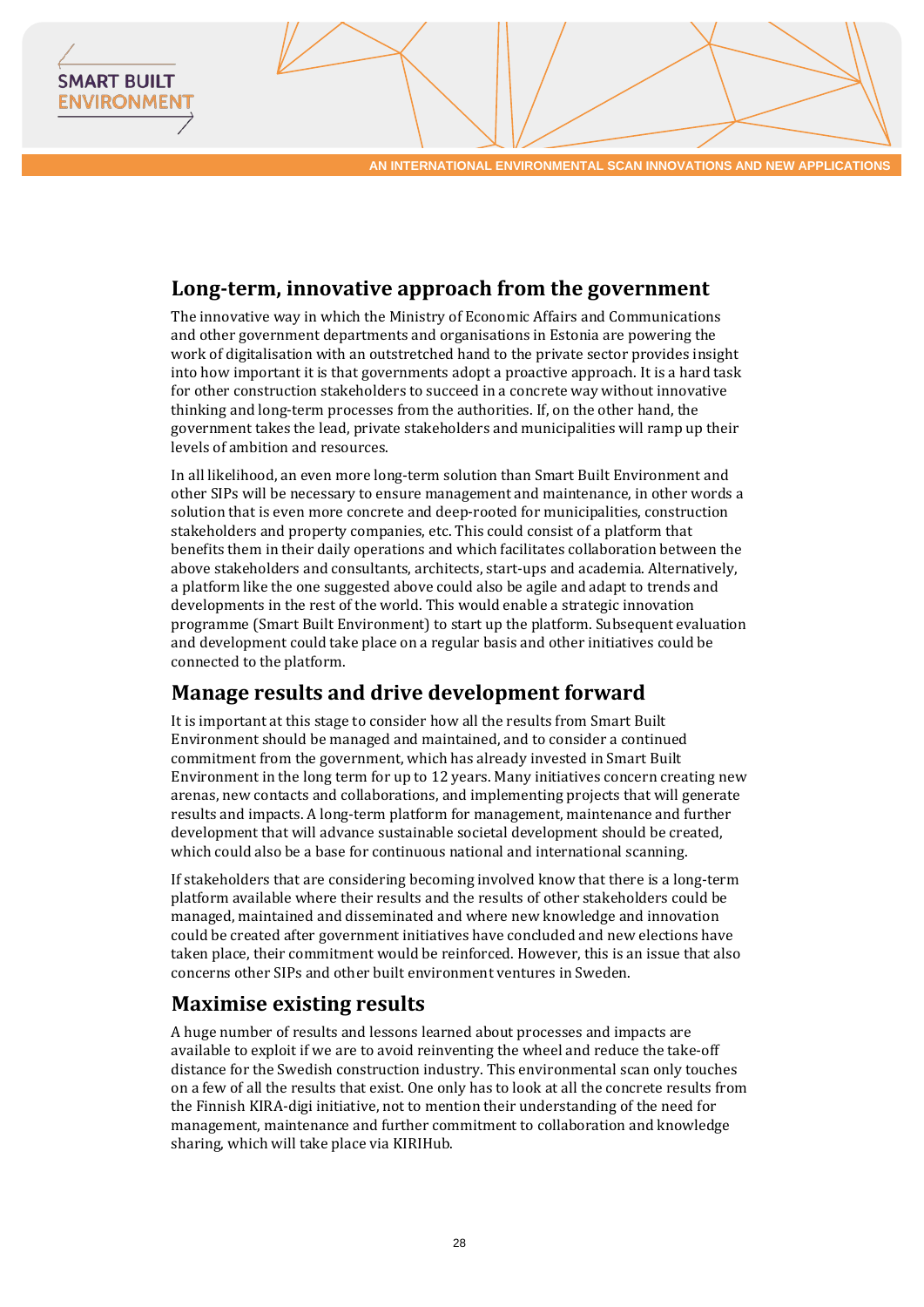## Long-term, innovative approach from the government

The innovative way in which the Ministry of Economic Affairs and Communications and other government departments and organisations in Estonia are powering the work of digitalisation with an outstretched hand to the private sector provides insight into how important it is that governments adopt a proactive approach. It is a hard task for other construction stakeholders to succeed in a concrete way without innovative thinking and long-term processes from the authorities. If, on the other hand, the government takes the lead, private stakeholders and municipalities will ramp up their levels of ambition and resources.

In all likelihood, an even more long-term solution than Smart Built Environment and other SIPs will be necessary to ensure management and maintenance, in other words a solution that is even more concrete and deep-rooted for municipalities, construction stakeholders and property companies, etc. This could consist of a platform that benefits them in their daily operations and which facilitates collaboration between the above stakeholders and consultants, architects, start-ups and academia. Alternatively, a platform like the one suggested above could also be agile and adapt to trends and developments in the rest of the world. This would enable a strategic innovation programme (Smart Built Environment) to start up the platform. Subsequent evaluation and development could take place on a regular basis and other initiatives could be connected to the platform.

## Manage results and drive development forward

It is important at this stage to consider how all the results from Smart Built Environment should be managed and maintained, and to consider a continued commitment from the government, which has already invested in Smart Built Environment in the long term for up to 12 years. Many initiatives concern creating new arenas, new contacts and collaborations, and implementing projects that will generate results and impacts. A long-term platform for management, maintenance and further development that will advance sustainable societal development should be created, which could also be a base for continuous national and international scanning.

If stakeholders that are considering becoming involved know that there is a long-term platform available where their results and the results of other stakeholders could be managed, maintained and disseminated and where new knowledge and innovation could be created after government initiatives have concluded and new elections have taken place, their commitment would be reinforced. However, this is an issue that also concerns other SIPs and other built environment ventures in Sweden.

## Maximise existing results

A huge number of results and lessons learned about processes and impacts are available to exploit if we are to avoid reinventing the wheel and reduce the take-off distance for the Swedish construction industry. This environmental scan only touches on a few of all the results that exist. One only has to look at all the concrete results from the Finnish KIRA-digi initiative, not to mention their understanding of the need for management, maintenance and further commitment to collaboration and knowledge sharing, which will take place via KIRIHub.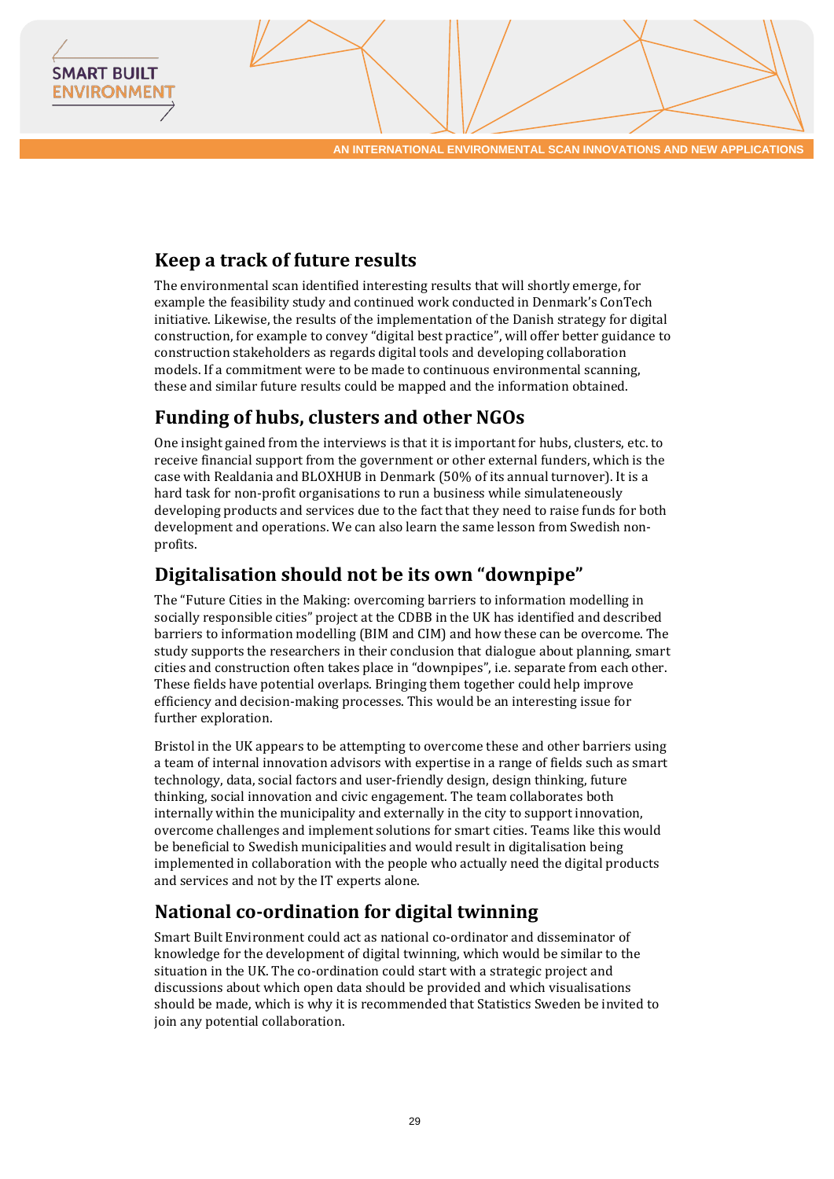## Keep a track of future results

The environmental scan identified interesting results that will shortly emerge, for example the feasibility study and continued work conducted in Denmark's ConTech initiative. Likewise, the results of the implementation of the Danish strategy for digital construction, for example to convey "digital best practice", will offer better guidance to construction stakeholders as regards digital tools and developing collaboration models. If a commitment were to be made to continuous environmental scanning, these and similar future results could be mapped and the information obtained.

## Funding of hubs, clusters and other NGOs

One insight gained from the interviews is that it is important for hubs, clusters, etc. to receive financial support from the government or other external funders, which is the case with Realdania and BLOXHUB in Denmark (50% of its annual turnover). It is a hard task for non-profit organisations to run a business while simulateneously developing products and services due to the fact that they need to raise funds for both development and operations. We can also learn the same lesson from Swedish non-profits.

## Digitalisation should not be its own "downpipe"

The "Future Cities in the Making: overcoming barriers to information modelling in socially responsible cities" project at the CDBB in the UK has identified and described barriers to information modelling (BIM and CIM) and how these can be overcome. The study supports the researchers in their conclusion that dialogue about planning, smart cities and construction often takes place in "downpipes", i.e. separate from each other. These fields have potential overlaps. Bringing them together could help improve efficiency and decision-making processes. This would be an interesting issue for further exploration.

Bristol in the UK appears to be attempting to overcome these and other barriers using a team of internal innovation advisors with expertise in a range of fields such as smart technology, data, social factors and user-friendly design, design thinking, future thinking, social innovation and civic engagement. The team collaborates both internally within the municipality and externally in the city to support innovation, overcome challenges and implement solutions for smart cities. Teams like this would be beneficial to Swedish municipalities and would result in digitalisation being implemented in collaboration with the people who actually need the digital products and services and not by the IT experts alone.

## National co-ordination for digital twinning

Smart Built Environment could act as national co-ordinator and disseminator of knowledge for the development of digital twinning, which would be similar to the situation in the UK. The co-ordination could start with a strategic project and discussions about which open data should be provided and which visualisations should be made, which is why it is recommended that Statistics Sweden be invited to join any potential collaboration.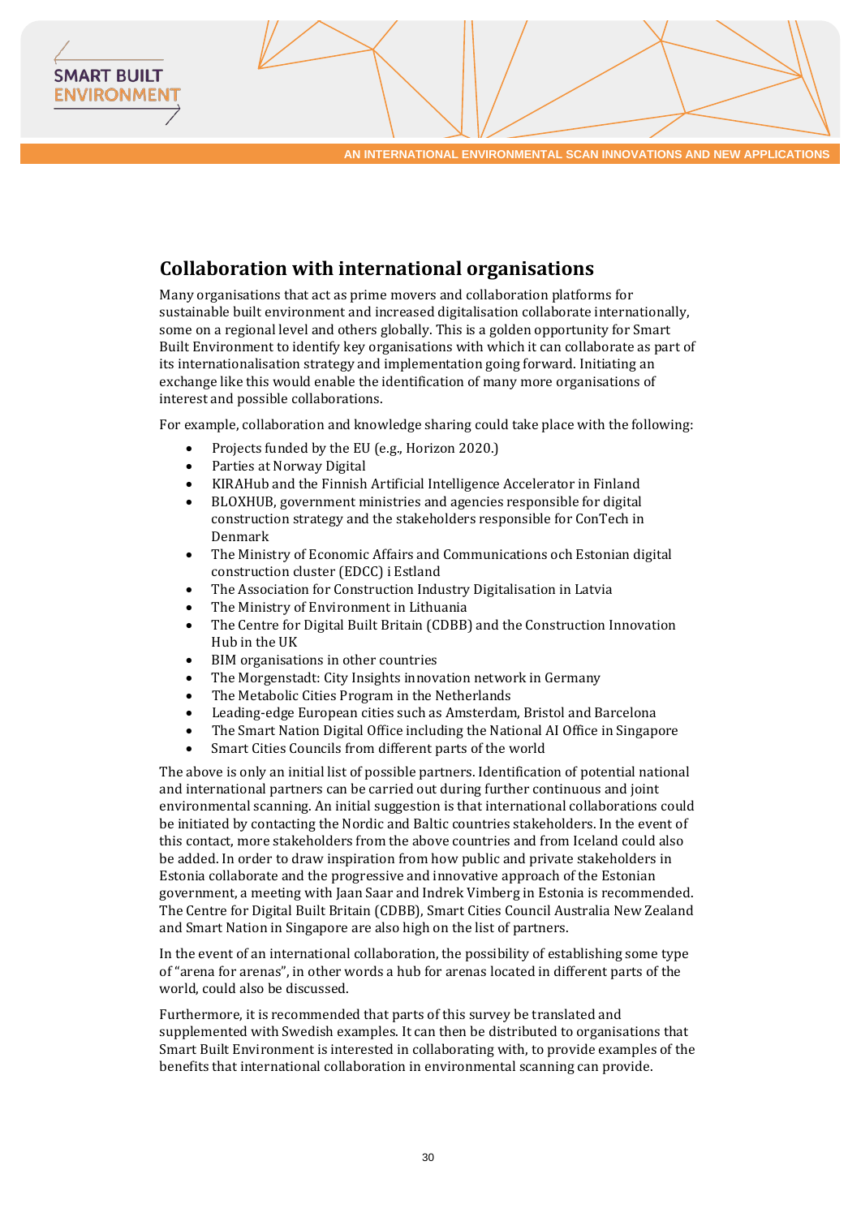## Collaboration with international organisations

Many organisations that act as prime movers and collaboration platforms for sustainable built environment and increased digitalisation collaborate internationally, some on a regional level and others globally. This is a golden opportunity for Smart Built Environment to identify key organisations with which it can collaborate as part of its internationalisation strategy and implementation going forward. Initiating an exchange like this would enable the identification of many more organisations of interest and possible collaborations.

For example, collaboration and knowledge sharing could take place with the following:

- Projects funded by the EU (e.g., Horizon 2020.)
- Parties at Norway Digital
- KIRAHub and the Finnish Artificial Intelligence Accelerator in Finland
- BLOXHUB, government ministries and agencies responsible for digital construction strategy and the stakeholders responsible for ConTech in Denmark
- The Ministry of Economic Affairs and Communications och Estonian digital construction cluster (EDCC) i Estland
- The Association for Construction Industry Digitalisation in Latvia
- The Ministry of Environment in Lithuania
- The Centre for Digital Built Britain (CDBB) and the Construction Innovation Hub in the UK
- BIM organisations in other countries
- The Morgenstadt: City Insights innovation network in Germany
- The Metabolic Cities Program in the Netherlands
- Leading-edge European cities such as Amsterdam, Bristol and Barcelona
- The Smart Nation Digital Office including the National AI Office in Singapore
- Smart Cities Councils from different parts of the world

The above is only an initial list of possible partners. Identification of potential national and international partners can be carried out during further continuous and joint environmental scanning. An initial suggestion is that international collaborations could be initiated by contacting the Nordic and Baltic countries stakeholders. In the event of this contact, more stakeholders from the above countries and from Iceland could also be added. In order to draw inspiration from how public and private stakeholders in Estonia collaborate and the progressive and innovative approach of the Estonian government, a meeting with Jaan Saar and Indrek Vimberg in Estonia is recommended. The Centre for Digital Built Britain (CDBB), Smart Cities Council Australia New Zealand and Smart Nation in Singapore are also high on the list of partners.

In the event of an international collaboration, the possibility of establishing some type of "arena for arenas", in other words a hub for arenas located in different parts of the world, could also be discussed.

Furthermore, it is recommended that parts of this survey be translated and supplemented with Swedish examples. It can then be distributed to organisations that Smart Built Environment is interested in collaborating with, to provide examples of the benefits that international collaboration in environmental scanning can provide.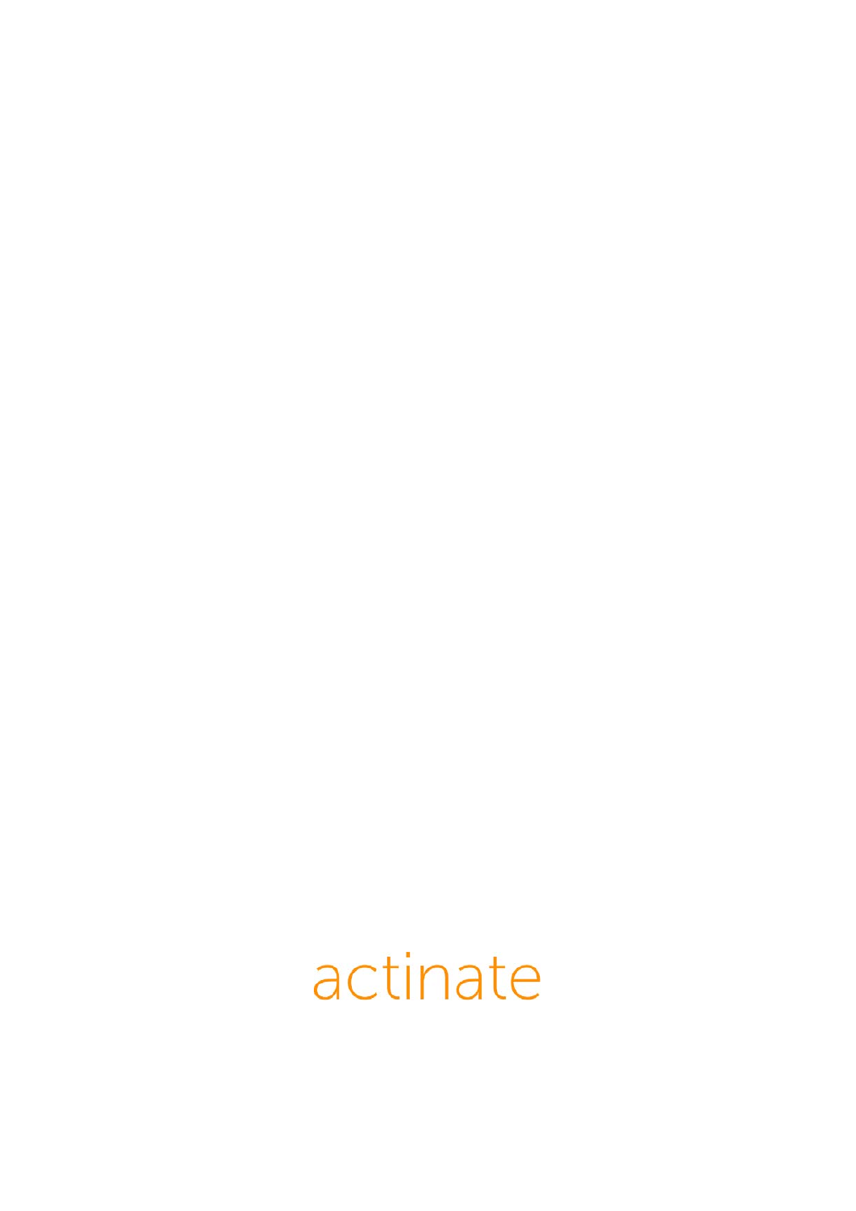actinate